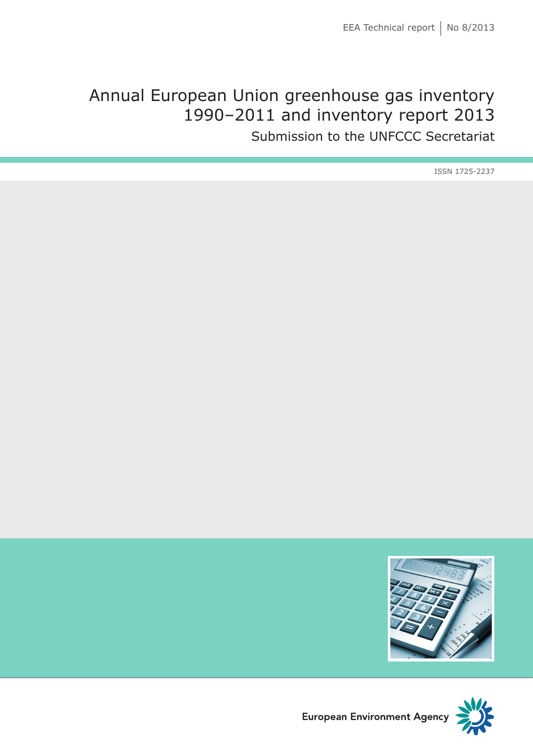EEA Technical report | No 8/2013

# Annual European Union greenhouse gas inventory 1990–2011 and inventory report 2013

## Submission to the UNFCCC Secretariat

ISSN 1725-2237

European Environment Agency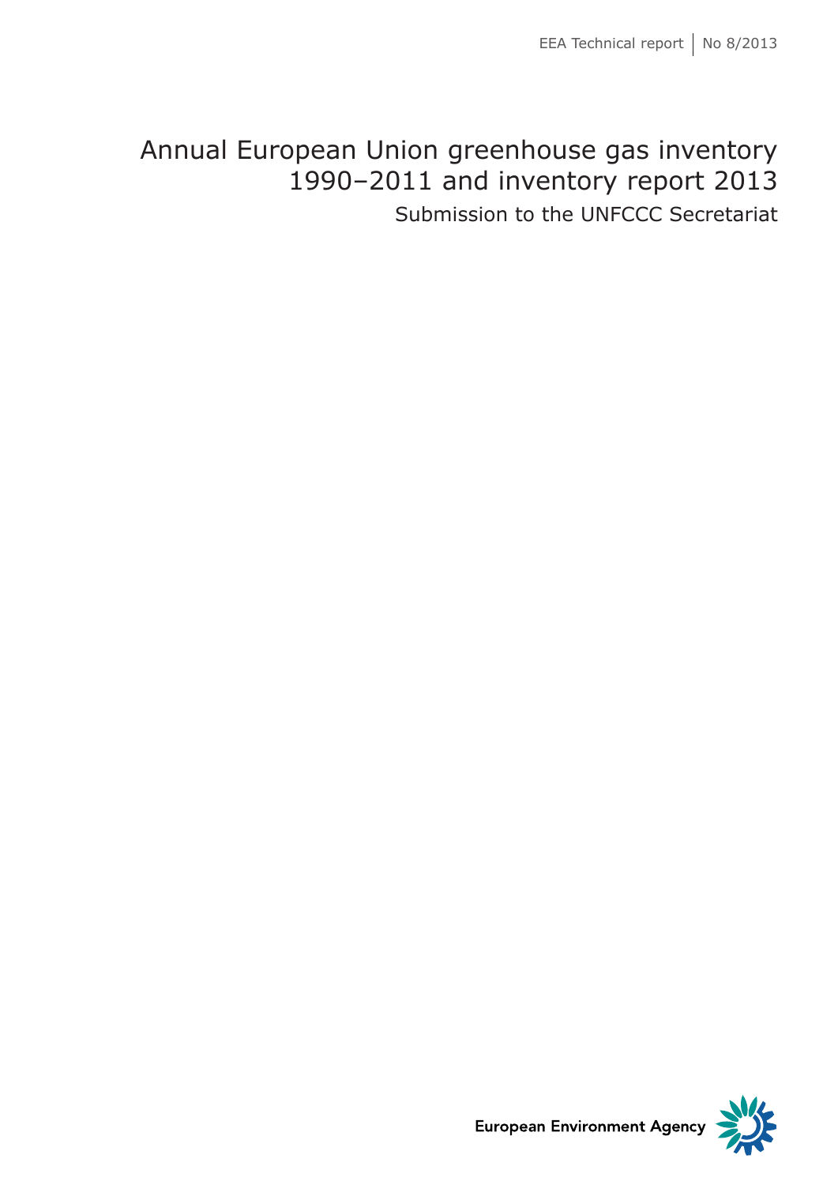EEA Technical report | No 8/2013

# Annual European Union greenhouse gas inventory 1990–2011 and inventory report 2013

Submission to the UNFCCC Secretariat

European Environment Agency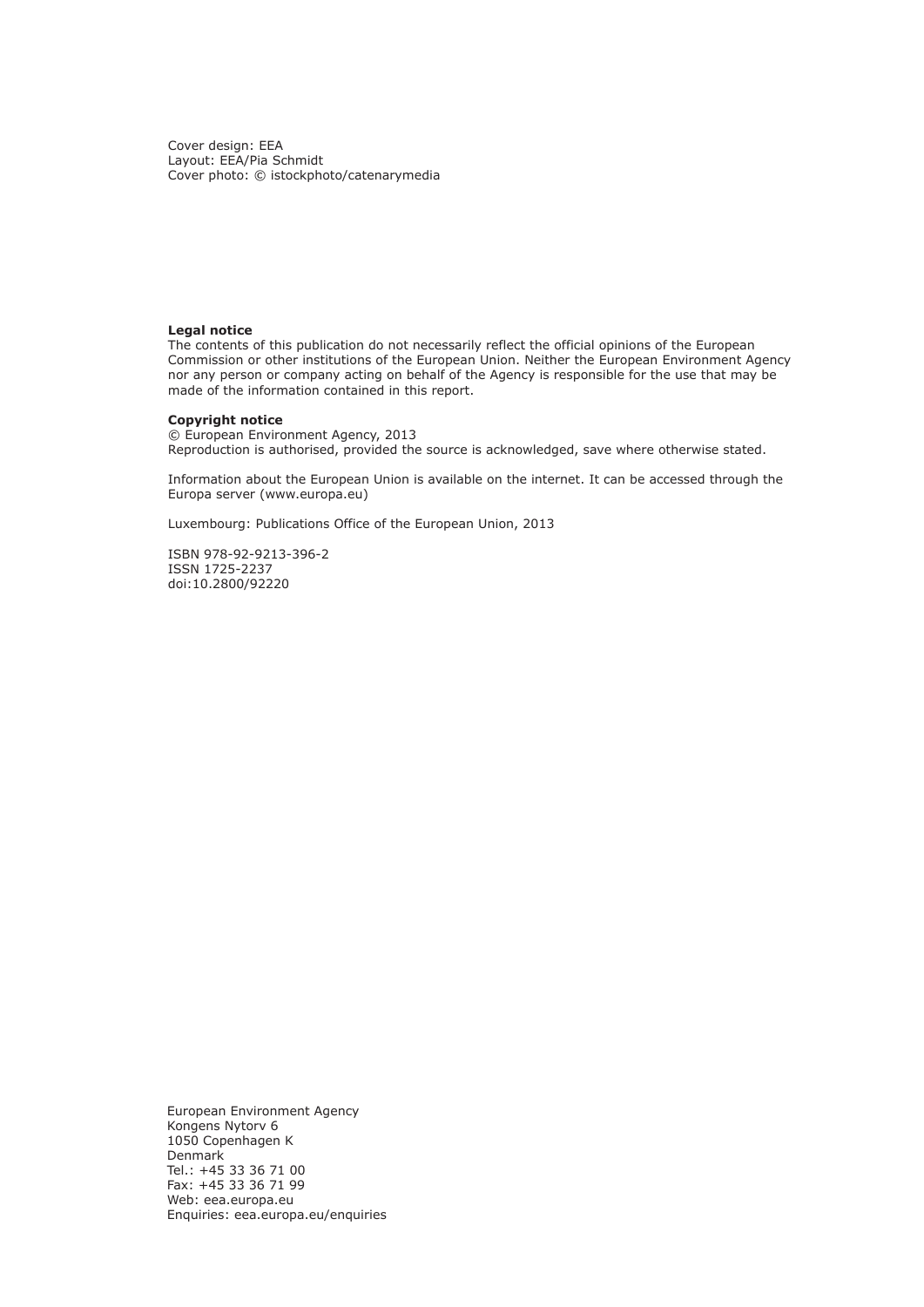Cover design: EEA
Layout: EEA/Pia Schmidt
Cover photo: © istockphoto/catenarymedia

**Legal notice**
The contents of this publication do not necessarily reflect the official opinions of the European Commission or other institutions of the European Union. Neither the European Environment Agency nor any person or company acting on behalf of the Agency is responsible for the use that may be made of the information contained in this report.

**Copyright notice**
© European Environment Agency, 2013
Reproduction is authorised, provided the source is acknowledged, save where otherwise stated.

Information about the European Union is available on the internet. It can be accessed through the Europa server (www.europa.eu)

Luxembourg: Publications Office of the European Union, 2013

ISBN 978-92-9213-396-2
ISSN 1725-2237
doi:10.2800/92220

European Environment Agency
Kongens Nytorv 6
1050 Copenhagen K
Denmark
Tel.: +45 33 36 71 00
Fax: +45 33 36 71 99
Web: eea.europa.eu
Enquiries: eea.europa.eu/enquiries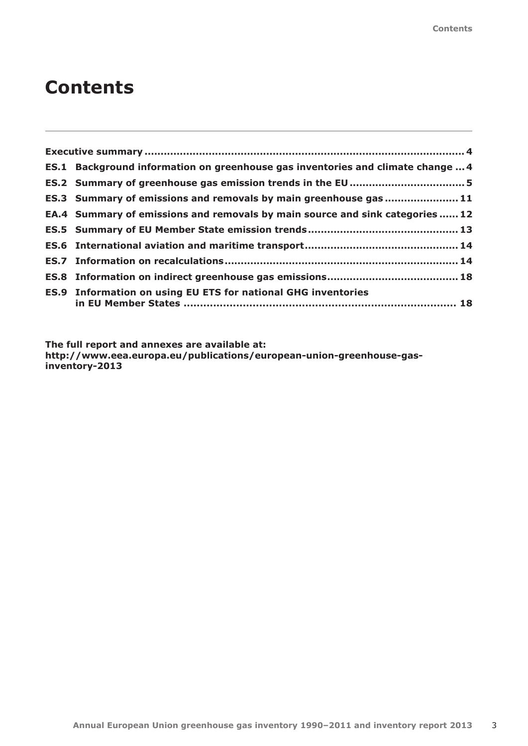# Contents

**Executive summary** .................................................................................................. **4**

**ES.1 Background information on greenhouse gas inventories and climate change** ... **4**

**ES.2 Summary of greenhouse gas emission trends in the EU** ................................... **5**

**ES.3 Summary of emissions and removals by main greenhouse gas** ...................... **11**

**EA.4 Summary of emissions and removals by main source and sink categories** ...... **12**

**ES.5 Summary of EU Member State emission trends** ............................................. **13**

**ES.6 International aviation and maritime transport** ............................................... **14**

**ES.7 Information on recalculations** ....................................................................... **14**

**ES.8 Information on indirect greenhouse gas emissions** ........................................ **18**

**ES.9 Information on using EU ETS for national GHG inventories in EU Member States** .................................................................................. **18**

**The full report and annexes are available at: http://www.eea.europa.eu/publications/european-union-greenhouse-gas-inventory-2013**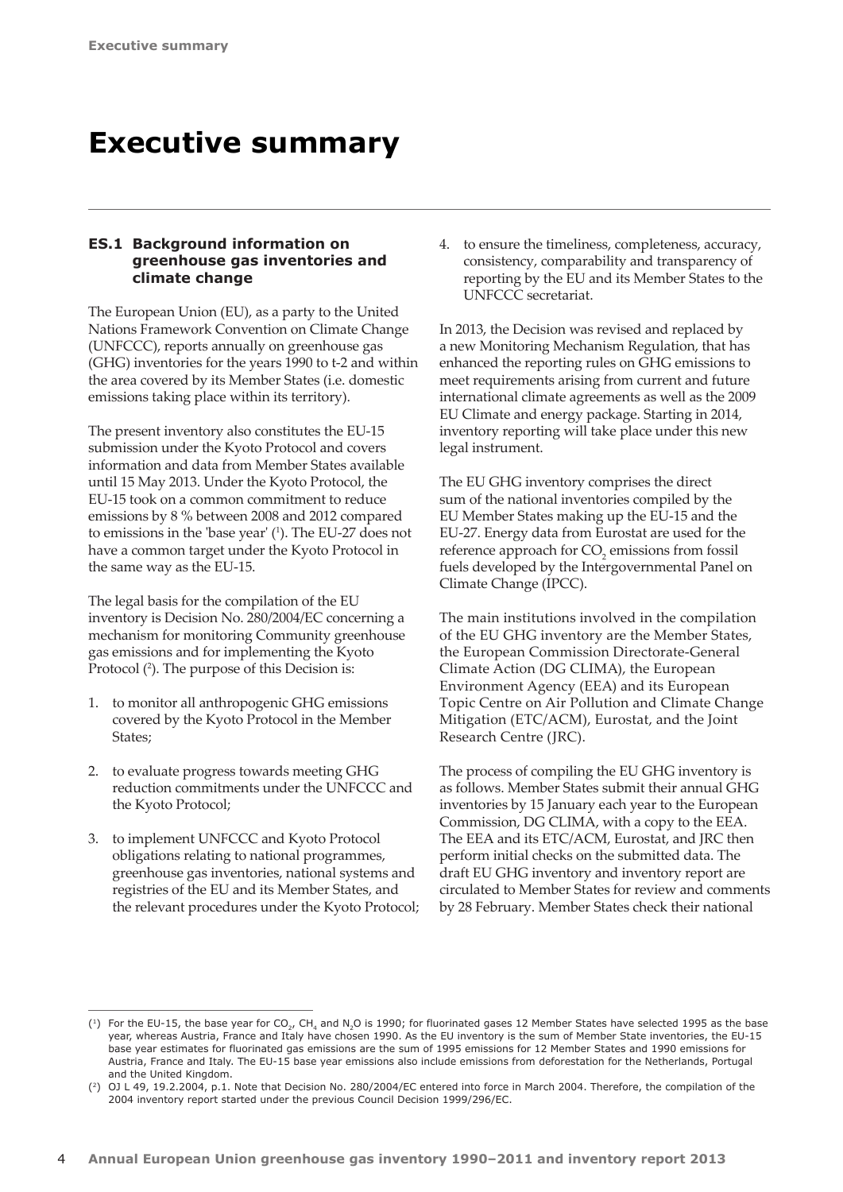# Executive summary

### ES.1 Background information on greenhouse gas inventories and climate change

The European Union (EU), as a party to the United Nations Framework Convention on Climate Change (UNFCCC), reports annually on greenhouse gas (GHG) inventories for the years 1990 to t-2 and within the area covered by its Member States (i.e. domestic emissions taking place within its territory).

The present inventory also constitutes the EU-15 submission under the Kyoto Protocol and covers information and data from Member States available until 15 May 2013. Under the Kyoto Protocol, the EU-15 took on a common commitment to reduce emissions by 8 % between 2008 and 2012 compared to emissions in the 'base year' [1]. The EU-27 does not have a common target under the Kyoto Protocol in the same way as the EU-15.

The legal basis for the compilation of the EU inventory is Decision No. 280/2004/EC concerning a mechanism for monitoring Community greenhouse gas emissions and for implementing the Kyoto Protocol [2]. The purpose of this Decision is:

1. to monitor all anthropogenic GHG emissions covered by the Kyoto Protocol in the Member States;
2. to evaluate progress towards meeting GHG reduction commitments under the UNFCCC and the Kyoto Protocol;
3. to implement UNFCCC and Kyoto Protocol obligations relating to national programmes, greenhouse gas inventories, national systems and registries of the EU and its Member States, and the relevant procedures under the Kyoto Protocol;
4. to ensure the timeliness, completeness, accuracy, consistency, comparability and transparency of reporting by the EU and its Member States to the UNFCCC secretariat.

In 2013, the Decision was revised and replaced by a new Monitoring Mechanism Regulation, that has enhanced the reporting rules on GHG emissions to meet requirements arising from current and future international climate agreements as well as the 2009 EU Climate and energy package. Starting in 2014, inventory reporting will take place under this new legal instrument.

The EU GHG inventory comprises the direct sum of the national inventories compiled by the EU Member States making up the EU-15 and the EU-27. Energy data from Eurostat are used for the reference approach for $CO_2$ emissions from fossil fuels developed by the Intergovernmental Panel on Climate Change (IPCC).

The main institutions involved in the compilation of the EU GHG inventory are the Member States, the European Commission Directorate-General Climate Action (DG CLIMA), the European Environment Agency (EEA) and its European Topic Centre on Air Pollution and Climate Change Mitigation (ETC/ACM), Eurostat, and the Joint Research Centre (JRC).

The process of compiling the EU GHG inventory is as follows. Member States submit their annual GHG inventories by 15 January each year to the European Commission, DG CLIMA, with a copy to the EEA. The EEA and its ETC/ACM, Eurostat, and JRC then perform initial checks on the submitted data. The draft EU GHG inventory and inventory report are circulated to Member States for review and comments by 28 February. Member States check their national

---

[1] For the EU-15, the base year for $CO_2$, $CH_4$ and $N_2O$ is 1990; for fluorinated gases 12 Member States have selected 1995 as the base year, whereas Austria, France and Italy have chosen 1990. As the EU inventory is the sum of Member State inventories, the EU-15 base year estimates for fluorinated gas emissions are the sum of 1995 emissions for 12 Member States and 1990 emissions for Austria, France and Italy. The EU-15 base year emissions also include emissions from deforestation for the Netherlands, Portugal and the United Kingdom.

[2] OJ L 49, 19.2.2004, p.1. Note that Decision No. 280/2004/EC entered into force in March 2004. Therefore, the compilation of the 2004 inventory report started under the previous Council Decision 1999/296/EC.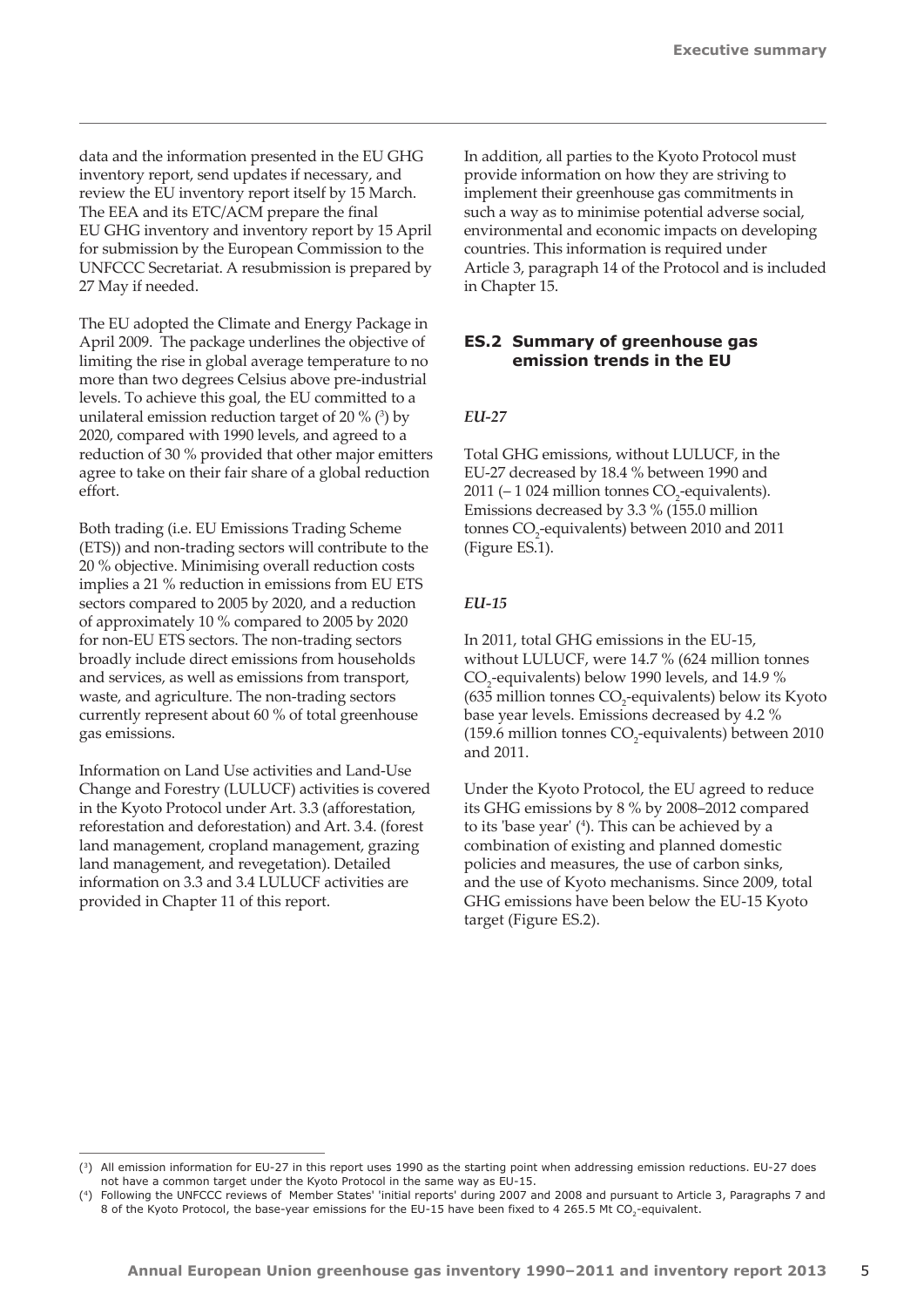data and the information presented in the EU GHG inventory report, send updates if necessary, and review the EU inventory report itself by 15 March. The EEA and its ETC/ACM prepare the final EU GHG inventory and inventory report by 15 April for submission by the European Commission to the UNFCCC Secretariat. A resubmission is prepared by 27 May if needed.

The EU adopted the Climate and Energy Package in April 2009. The package underlines the objective of limiting the rise in global average temperature to no more than two degrees Celsius above pre-industrial levels. To achieve this goal, the EU committed to a unilateral emission reduction target of 20 % ([3]) by 2020, compared with 1990 levels, and agreed to a reduction of 30 % provided that other major emitters agree to take on their fair share of a global reduction effort.

Both trading (i.e. EU Emissions Trading Scheme (ETS)) and non-trading sectors will contribute to the 20 % objective. Minimising overall reduction costs implies a 21 % reduction in emissions from EU ETS sectors compared to 2005 by 2020, and a reduction of approximately 10 % compared to 2005 by 2020 for non-EU ETS sectors. The non-trading sectors broadly include direct emissions from households and services, as well as emissions from transport, waste, and agriculture. The non-trading sectors currently represent about 60 % of total greenhouse gas emissions.

Information on Land Use activities and Land-Use Change and Forestry (LULUCF) activities is covered in the Kyoto Protocol under Art. 3.3 (afforestation, reforestation and deforestation) and Art. 3.4. (forest land management, cropland management, grazing land management, and revegetation). Detailed information on 3.3 and 3.4 LULUCF activities are provided in Chapter 11 of this report.

In addition, all parties to the Kyoto Protocol must provide information on how they are striving to implement their greenhouse gas commitments in such a way as to minimise potential adverse social, environmental and economic impacts on developing countries. This information is required under Article 3, paragraph 14 of the Protocol and is included in Chapter 15.

## ES.2 Summary of greenhouse gas emission trends in the EU

### *EU-27*

Total GHG emissions, without LULUCF, in the EU-27 decreased by 18.4 % between 1990 and 2011 (– 1 024 million tonnes $CO_2$-equivalents). Emissions decreased by 3.3 % (155.0 million tonnes $CO_2$-equivalents) between 2010 and 2011 (Figure ES.1).

### *EU-15*

In 2011, total GHG emissions in the EU-15, without LULUCF, were 14.7 % (624 million tonnes $CO_2$-equivalents) below 1990 levels, and 14.9 % (635 million tonnes $CO_2$-equivalents) below its Kyoto base year levels. Emissions decreased by 4.2 % (159.6 million tonnes $CO_2$-equivalents) between 2010 and 2011.

Under the Kyoto Protocol, the EU agreed to reduce its GHG emissions by 8 % by 2008–2012 compared to its 'base year' ([4]). This can be achieved by a combination of existing and planned domestic policies and measures, the use of carbon sinks, and the use of Kyoto mechanisms. Since 2009, total GHG emissions have been below the EU-15 Kyoto target (Figure ES.2).

---

([3]) All emission information for EU-27 in this report uses 1990 as the starting point when addressing emission reductions. EU-27 does not have a common target under the Kyoto Protocol in the same way as EU-15.

([4]) Following the UNFCCC reviews of Member States' 'initial reports' during 2007 and 2008 and pursuant to Article 3, Paragraphs 7 and 8 of the Kyoto Protocol, the base-year emissions for the EU-15 have been fixed to 4 265.5 Mt $CO_2$-equivalent.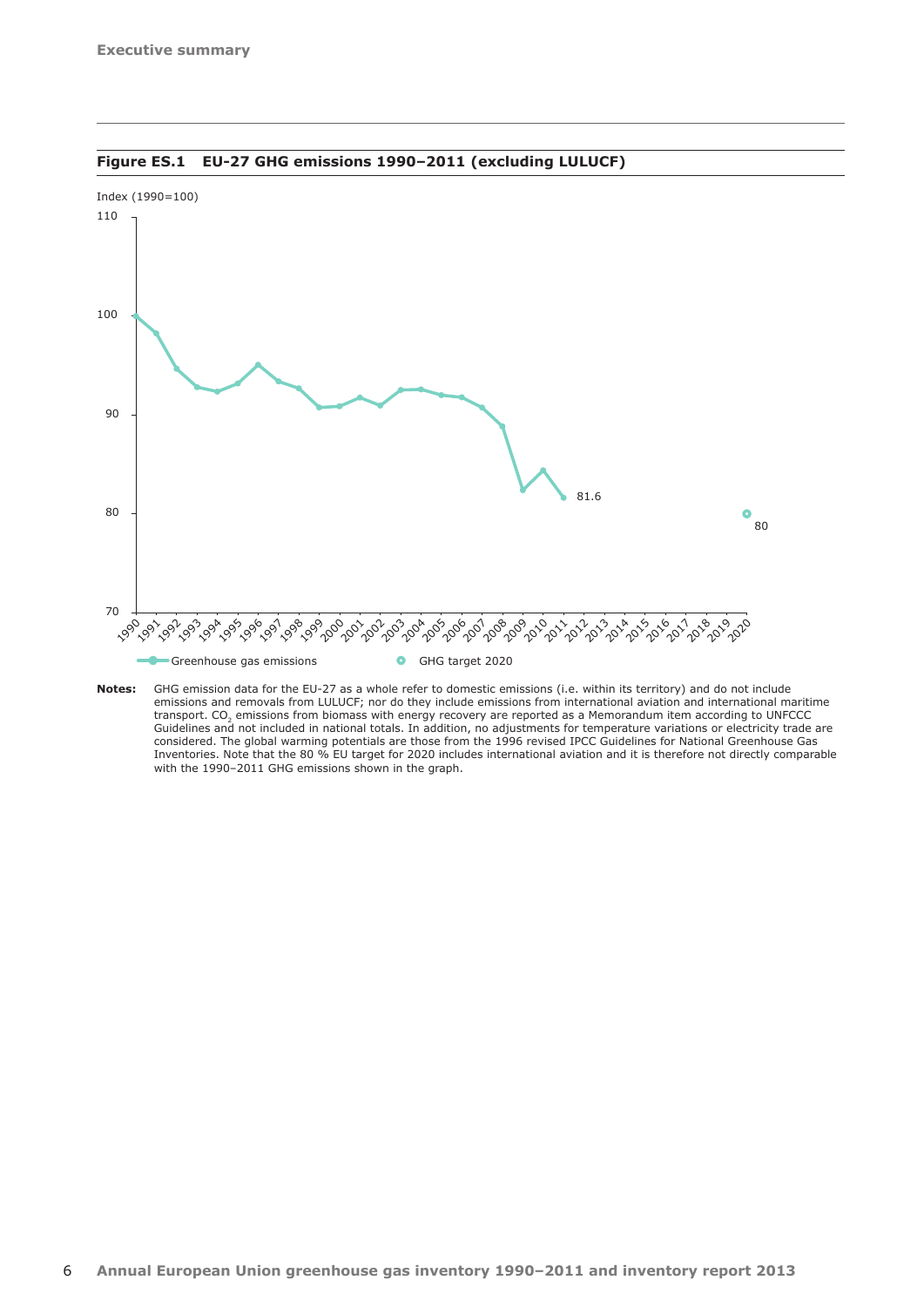**Figure ES.1 EU-27 GHG emissions 1990–2011 (excluding LULUCF)**

Index (1990=100)

110

100

90

80

70

1990 1991 1992 1993 1994 1995 1996 1997 1998 1999 2000 2001 2002 2003 2004 2005 2006 2007 2008 2009 2010 2011 2012 2013 2014 2015 2016 2017 2018 2019 2020

81.6

80

Greenhouse gas emissions GHG target 2020

**Notes:** GHG emission data for the EU-27 as a whole refer to domestic emissions (i.e. within its territory) and do not include emissions and removals from LULUCF; nor do they include emissions from international aviation and international maritime transport. $CO_2$ emissions from biomass with energy recovery are reported as a Memorandum item according to UNFCCC Guidelines and not included in national totals. In addition, no adjustments for temperature variations or electricity trade are considered. The global warming potentials are those from the 1996 revised IPCC Guidelines for National Greenhouse Gas Inventories. Note that the 80 % EU target for 2020 includes international aviation and it is therefore not directly comparable with the 1990–2011 GHG emissions shown in the graph.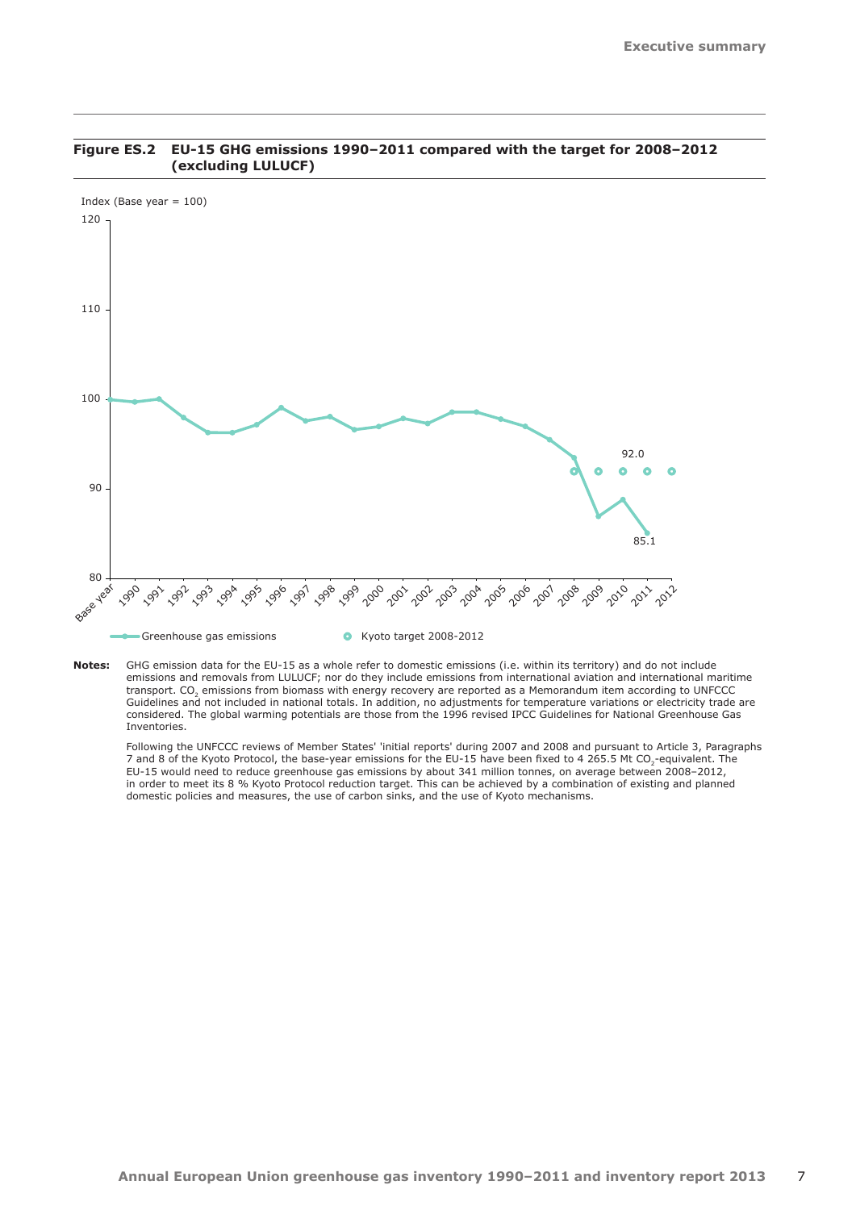**Figure ES.2 EU-15 GHG emissions 1990–2011 compared with the target for 2008–2012 (excluding LULUCF)**

**Notes:** GHG emission data for the EU-15 as a whole refer to domestic emissions (i.e. within its territory) and do not include emissions and removals from LULUCF; nor do they include emissions from international aviation and international maritime transport. $CO_2$ emissions from biomass with energy recovery are reported as a Memorandum item according to UNFCCC Guidelines and not included in national totals. In addition, no adjustments for temperature variations or electricity trade are considered. The global warming potentials are those from the 1996 revised IPCC Guidelines for National Greenhouse Gas Inventories.

Following the UNFCCC reviews of Member States' 'initial reports' during 2007 and 2008 and pursuant to Article 3, Paragraphs 7 and 8 of the Kyoto Protocol, the base-year emissions for the EU-15 have been fixed to 4 265.5 Mt $CO_2$-equivalent. The EU-15 would need to reduce greenhouse gas emissions by about 341 million tonnes, on average between 2008–2012, in order to meet its 8 % Kyoto Protocol reduction target. This can be achieved by a combination of existing and planned domestic policies and measures, the use of carbon sinks, and the use of Kyoto mechanisms.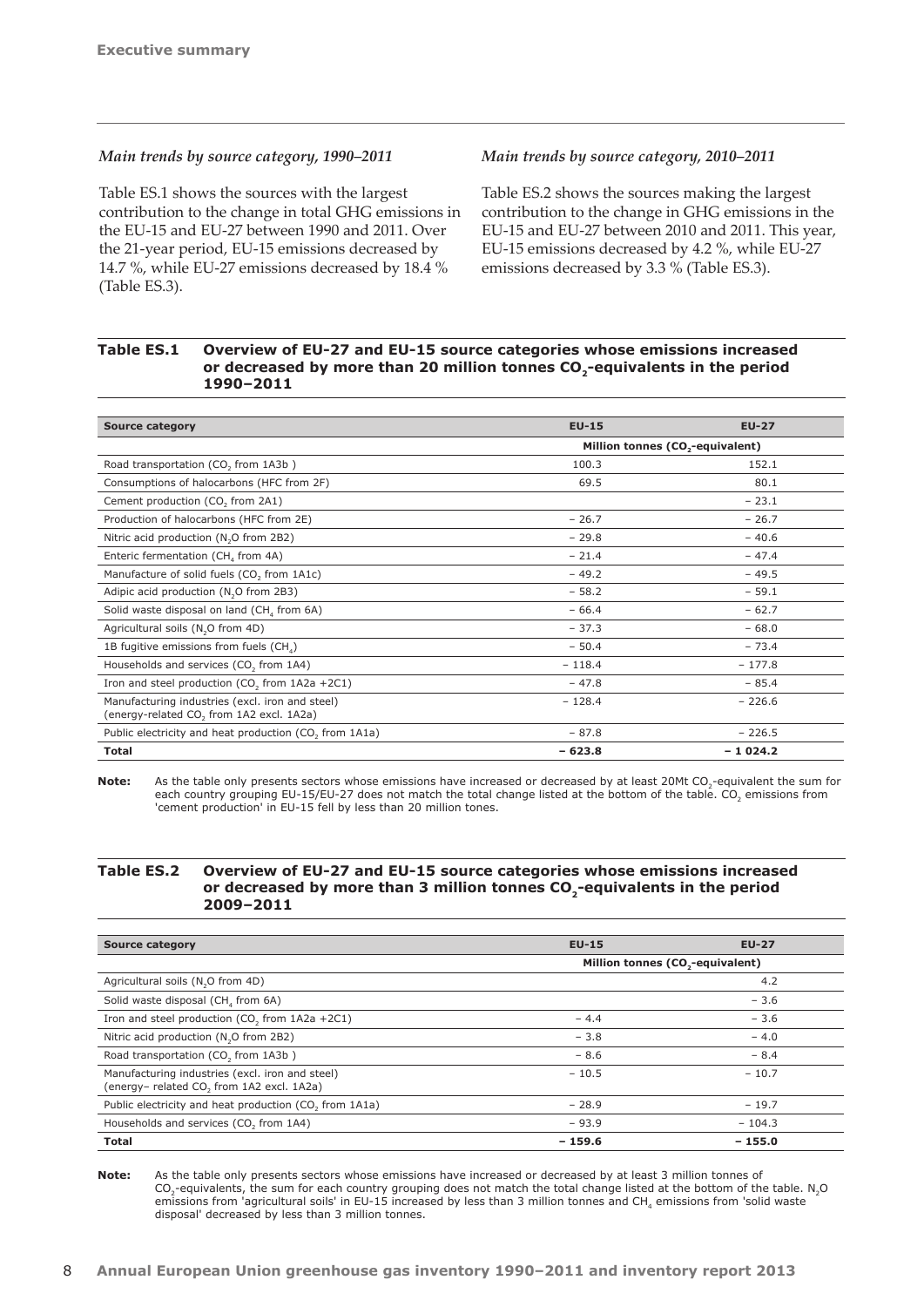*Main trends by source category, 1990–2011*

Table ES.1 shows the sources with the largest contribution to the change in total GHG emissions in the EU-15 and EU-27 between 1990 and 2011. Over the 21-year period, EU-15 emissions decreased by 14.7 %, while EU-27 emissions decreased by 18.4 % (Table ES.3).

*Main trends by source category, 2010–2011*

Table ES.2 shows the sources making the largest contribution to the change in GHG emissions in the EU-15 and EU-27 between 2010 and 2011. This year, EU-15 emissions decreased by 4.2 %, while EU-27 emissions decreased by 3.3 % (Table ES.3).

**Table ES.1 Overview of EU-27 and EU-15 source categories whose emissions increased or decreased by more than 20 million tonnes $CO_2$-equivalents in the period 1990–2011**

| Source category | EU-15 | EU-27 |
|---|---|---|
| | Million tonnes ($CO_2$-equivalent) | |
| Road transportation ($CO_2$ from 1A3b ) | 100.3 | 152.1 |
| Consumptions of halocarbons (HFC from 2F) | 69.5 | 80.1 |
| Cement production ($CO_2$ from 2A1) | | − 23.1 |
| Production of halocarbons (HFC from 2E) | − 26.7 | − 26.7 |
| Nitric acid production ($N_2O$ from 2B2) | − 29.8 | − 40.6 |
| Enteric fermentation ($CH_4$ from 4A) | − 21.4 | − 47.4 |
| Manufacture of solid fuels ($CO_2$ from 1A1c) | − 49.2 | − 49.5 |
| Adipic acid production ($N_2O$ from 2B3) | − 58.2 | − 59.1 |
| Solid waste disposal on land ($CH_4$ from 6A) | − 66.4 | − 62.7 |
| Agricultural soils ($N_2O$ from 4D) | − 37.3 | − 68.0 |
| 1B fugitive emissions from fuels ($CH_4$) | − 50.4 | − 73.4 |
| Households and services ($CO_2$ from 1A4) | − 118.4 | − 177.8 |
| Iron and steel production ($CO_2$ from 1A2a +2C1) | − 47.8 | − 85.4 |
| Manufacturing industries (excl. iron and steel) (energy-related $CO_2$ from 1A2 excl. 1A2a) | − 128.4 | − 226.6 |
| Public electricity and heat production ($CO_2$ from 1A1a) | − 87.8 | − 226.5 |
| **Total** | **− 623.8** | **− 1 024.2** |

**Note:** As the table only presents sectors whose emissions have increased or decreased by at least 20Mt $CO_2$-equivalent the sum for each country grouping EU-15/EU-27 does not match the total change listed at the bottom of the table. $CO_2$ emissions from 'cement production' in EU-15 fell by less than 20 million tones.

**Table ES.2 Overview of EU-27 and EU-15 source categories whose emissions increased or decreased by more than 3 million tonnes $CO_2$-equivalents in the period 2009–2011**

| Source category | EU-15 | EU-27 |
|---|---|---|
| | Million tonnes ($CO_2$-equivalent) | |
| Agricultural soils ($N_2O$ from 4D) | | 4.2 |
| Solid waste disposal ($CH_4$ from 6A) | | − 3.6 |
| Iron and steel production ($CO_2$ from 1A2a +2C1) | − 4.4 | − 3.6 |
| Nitric acid production ($N_2O$ from 2B2) | − 3.8 | − 4.0 |
| Road transportation ($CO_2$ from 1A3b ) | − 8.6 | − 8.4 |
| Manufacturing industries (excl. iron and steel) (energy– related $CO_2$ from 1A2 excl. 1A2a) | − 10.5 | − 10.7 |
| Public electricity and heat production ($CO_2$ from 1A1a) | − 28.9 | − 19.7 |
| Households and services ($CO_2$ from 1A4) | − 93.9 | − 104.3 |
| **Total** | **− 159.6** | **− 155.0** |

**Note:** As the table only presents sectors whose emissions have increased or decreased by at least 3 million tonnes of $CO_2$-equivalents, the sum for each country grouping does not match the total change listed at the bottom of the table. $N_2O$ emissions from 'agricultural soils' in EU-15 increased by less than 3 million tonnes and $CH_4$ emissions from 'solid waste disposal' decreased by less than 3 million tonnes.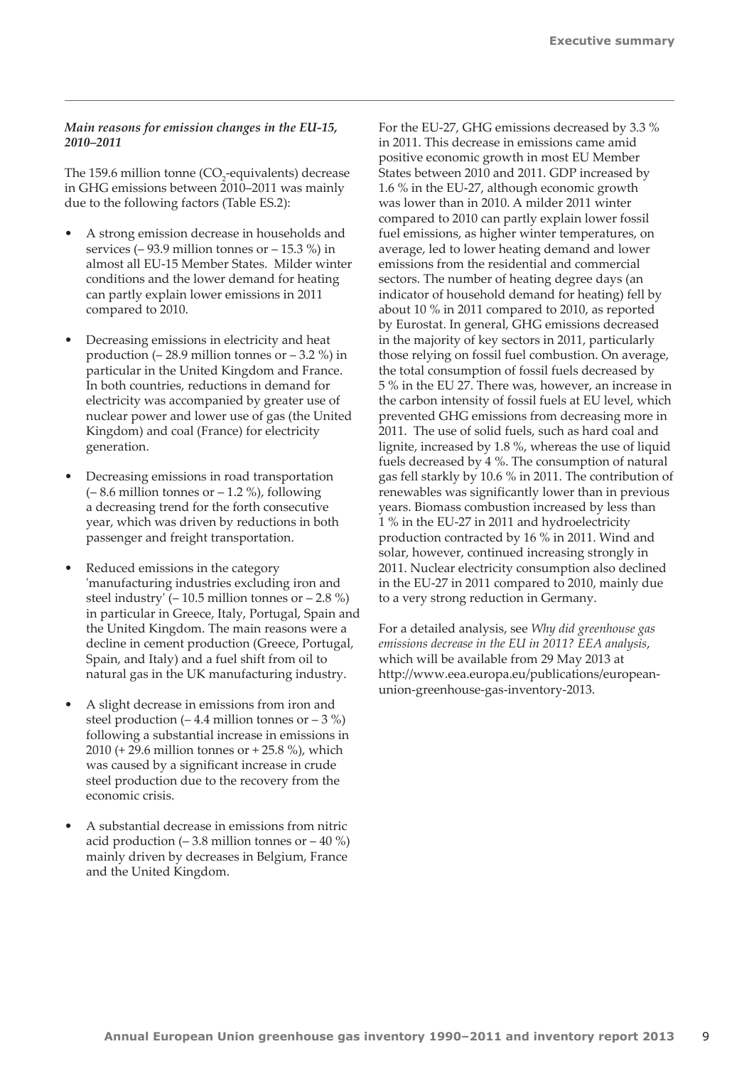*Main reasons for emission changes in the EU-15, 2010–2011*

The 159.6 million tonne ($CO_2$-equivalents) decrease in GHG emissions between 2010–2011 was mainly due to the following factors (Table ES.2):

- A strong emission decrease in households and services (– 93.9 million tonnes or – 15.3 %) in almost all EU-15 Member States. Milder winter conditions and the lower demand for heating can partly explain lower emissions in 2011 compared to 2010.
- Decreasing emissions in electricity and heat production (– 28.9 million tonnes or – 3.2 %) in particular in the United Kingdom and France. In both countries, reductions in demand for electricity was accompanied by greater use of nuclear power and lower use of gas (the United Kingdom) and coal (France) for electricity generation.
- Decreasing emissions in road transportation (– 8.6 million tonnes or – 1.2 %), following a decreasing trend for the forth consecutive year, which was driven by reductions in both passenger and freight transportation.
- Reduced emissions in the category 'manufacturing industries excluding iron and steel industry' (– 10.5 million tonnes or – 2.8 %) in particular in Greece, Italy, Portugal, Spain and the United Kingdom. The main reasons were a decline in cement production (Greece, Portugal, Spain, and Italy) and a fuel shift from oil to natural gas in the UK manufacturing industry.
- A slight decrease in emissions from iron and steel production (– 4.4 million tonnes or – 3 %) following a substantial increase in emissions in 2010 (+ 29.6 million tonnes or + 25.8 %), which was caused by a significant increase in crude steel production due to the recovery from the economic crisis.
- A substantial decrease in emissions from nitric acid production (– 3.8 million tonnes or – 40 %) mainly driven by decreases in Belgium, France and the United Kingdom.

For the EU-27, GHG emissions decreased by 3.3 % in 2011. This decrease in emissions came amid positive economic growth in most EU Member States between 2010 and 2011. GDP increased by 1.6 % in the EU-27, although economic growth was lower than in 2010. A milder 2011 winter compared to 2010 can partly explain lower fossil fuel emissions, as higher winter temperatures, on average, led to lower heating demand and lower emissions from the residential and commercial sectors. The number of heating degree days (an indicator of household demand for heating) fell by about 10 % in 2011 compared to 2010, as reported by Eurostat. In general, GHG emissions decreased in the majority of key sectors in 2011, particularly those relying on fossil fuel combustion. On average, the total consumption of fossil fuels decreased by 5 % in the EU 27. There was, however, an increase in the carbon intensity of fossil fuels at EU level, which prevented GHG emissions from decreasing more in 2011. The use of solid fuels, such as hard coal and lignite, increased by 1.8 %, whereas the use of liquid fuels decreased by 4 %. The consumption of natural gas fell starkly by 10.6 % in 2011. The contribution of renewables was significantly lower than in previous years. Biomass combustion increased by less than 1 % in the EU-27 in 2011 and hydroelectricity production contracted by 16 % in 2011. Wind and solar, however, continued increasing strongly in 2011. Nuclear electricity consumption also declined in the EU-27 in 2011 compared to 2010, mainly due to a very strong reduction in Germany.

For a detailed analysis, see *Why did greenhouse gas emissions decrease in the EU in 2011? EEA analysis*, which will be available from 29 May 2013 at http://www.eea.europa.eu/publications/european-union-greenhouse-gas-inventory-2013.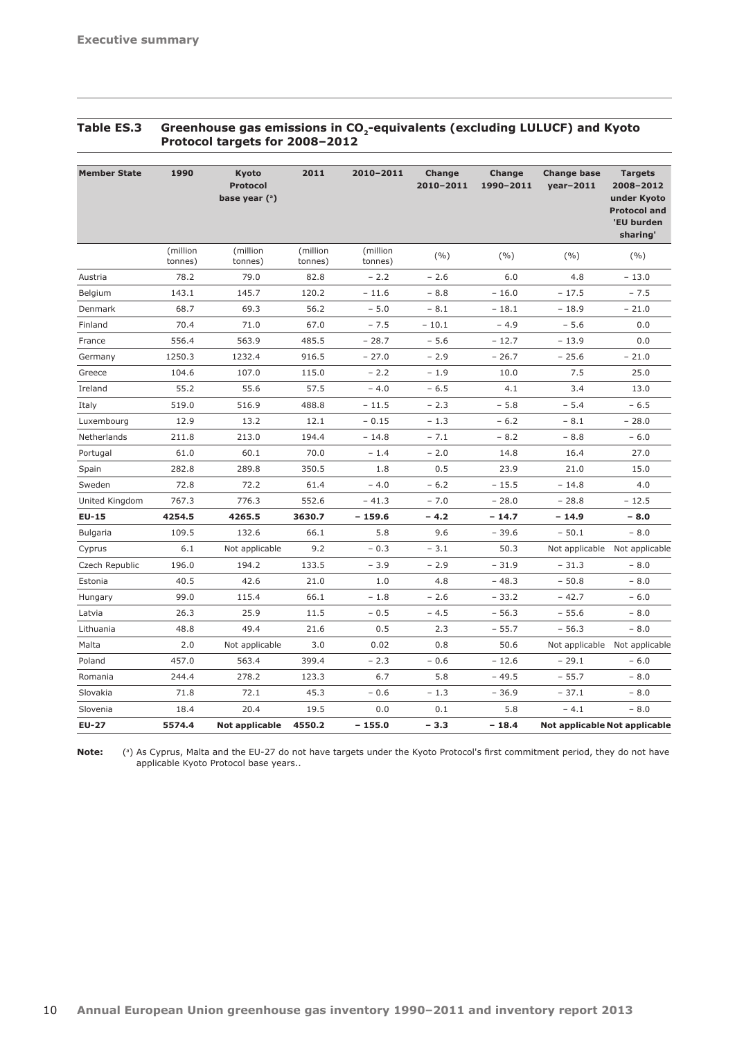**Table ES.3 Greenhouse gas emissions in $CO_2$-equivalents (excluding LULUCF) and Kyoto Protocol targets for 2008–2012**

| Member State | 1990 | Kyoto Protocol base year ([a]) | 2011 | 2010–2011 | Change 2010–2011 | Change 1990–2011 | Change base year–2011 | Targets 2008–2012 under Kyoto Protocol and 'EU burden sharing' |
|---|---|---|---|---|---|---|---|---|
| | (million tonnes) | (million tonnes) | (million tonnes) | (million tonnes) | (%) | (%) | (%) | (%) |
| Austria | 78.2 | 79.0 | 82.8 | – 2.2 | – 2.6 | 6.0 | 4.8 | – 13.0 |
| Belgium | 143.1 | 145.7 | 120.2 | – 11.6 | – 8.8 | – 16.0 | – 17.5 | – 7.5 |
| Denmark | 68.7 | 69.3 | 56.2 | – 5.0 | – 8.1 | – 18.1 | – 18.9 | – 21.0 |
| Finland | 70.4 | 71.0 | 67.0 | – 7.5 | – 10.1 | – 4.9 | – 5.6 | 0.0 |
| France | 556.4 | 563.9 | 485.5 | – 28.7 | – 5.6 | – 12.7 | – 13.9 | 0.0 |
| Germany | 1250.3 | 1232.4 | 916.5 | – 27.0 | – 2.9 | – 26.7 | – 25.6 | – 21.0 |
| Greece | 104.6 | 107.0 | 115.0 | – 2.2 | – 1.9 | 10.0 | 7.5 | 25.0 |
| Ireland | 55.2 | 55.6 | 57.5 | – 4.0 | – 6.5 | 4.1 | 3.4 | 13.0 |
| Italy | 519.0 | 516.9 | 488.8 | – 11.5 | – 2.3 | – 5.8 | – 5.4 | – 6.5 |
| Luxembourg | 12.9 | 13.2 | 12.1 | – 0.15 | – 1.3 | – 6.2 | – 8.1 | – 28.0 |
| Netherlands | 211.8 | 213.0 | 194.4 | – 14.8 | – 7.1 | – 8.2 | – 8.8 | – 6.0 |
| Portugal | 61.0 | 60.1 | 70.0 | – 1.4 | – 2.0 | 14.8 | 16.4 | 27.0 |
| Spain | 282.8 | 289.8 | 350.5 | 1.8 | 0.5 | 23.9 | 21.0 | 15.0 |
| Sweden | 72.8 | 72.2 | 61.4 | – 4.0 | – 6.2 | – 15.5 | – 14.8 | 4.0 |
| United Kingdom | 767.3 | 776.3 | 552.6 | – 41.3 | – 7.0 | – 28.0 | – 28.8 | – 12.5 |
| **EU-15** | **4254.5** | **4265.5** | **3630.7** | **– 159.6** | **– 4.2** | **– 14.7** | **– 14.9** | **– 8.0** |
| Bulgaria | 109.5 | 132.6 | 66.1 | 5.8 | 9.6 | – 39.6 | – 50.1 | – 8.0 |
| Cyprus | 6.1 | Not applicable | 9.2 | – 0.3 | – 3.1 | 50.3 | Not applicable | Not applicable |
| Czech Republic | 196.0 | 194.2 | 133.5 | – 3.9 | – 2.9 | – 31.9 | – 31.3 | – 8.0 |
| Estonia | 40.5 | 42.6 | 21.0 | 1.0 | 4.8 | – 48.3 | – 50.8 | – 8.0 |
| Hungary | 99.0 | 115.4 | 66.1 | – 1.8 | – 2.6 | – 33.2 | – 42.7 | – 6.0 |
| Latvia | 26.3 | 25.9 | 11.5 | – 0.5 | – 4.5 | – 56.3 | – 55.6 | – 8.0 |
| Lithuania | 48.8 | 49.4 | 21.6 | 0.5 | 2.3 | – 55.7 | – 56.3 | – 8.0 |
| Malta | 2.0 | Not applicable | 3.0 | 0.02 | 0.8 | 50.6 | Not applicable | Not applicable |
| Poland | 457.0 | 563.4 | 399.4 | – 2.3 | – 0.6 | – 12.6 | – 29.1 | – 6.0 |
| Romania | 244.4 | 278.2 | 123.3 | 6.7 | 5.8 | – 49.5 | – 55.7 | – 8.0 |
| Slovakia | 71.8 | 72.1 | 45.3 | – 0.6 | – 1.3 | – 36.9 | – 37.1 | – 8.0 |
| Slovenia | 18.4 | 20.4 | 19.5 | 0.0 | 0.1 | 5.8 | – 4.1 | – 8.0 |
| **EU-27** | **5574.4** | **Not applicable** | **4550.2** | **– 155.0** | **– 3.3** | **– 18.4** | **Not applicable** | **Not applicable** |

**Note:** ([a]) As Cyprus, Malta and the EU-27 do not have targets under the Kyoto Protocol's first commitment period, they do not have applicable Kyoto Protocol base years..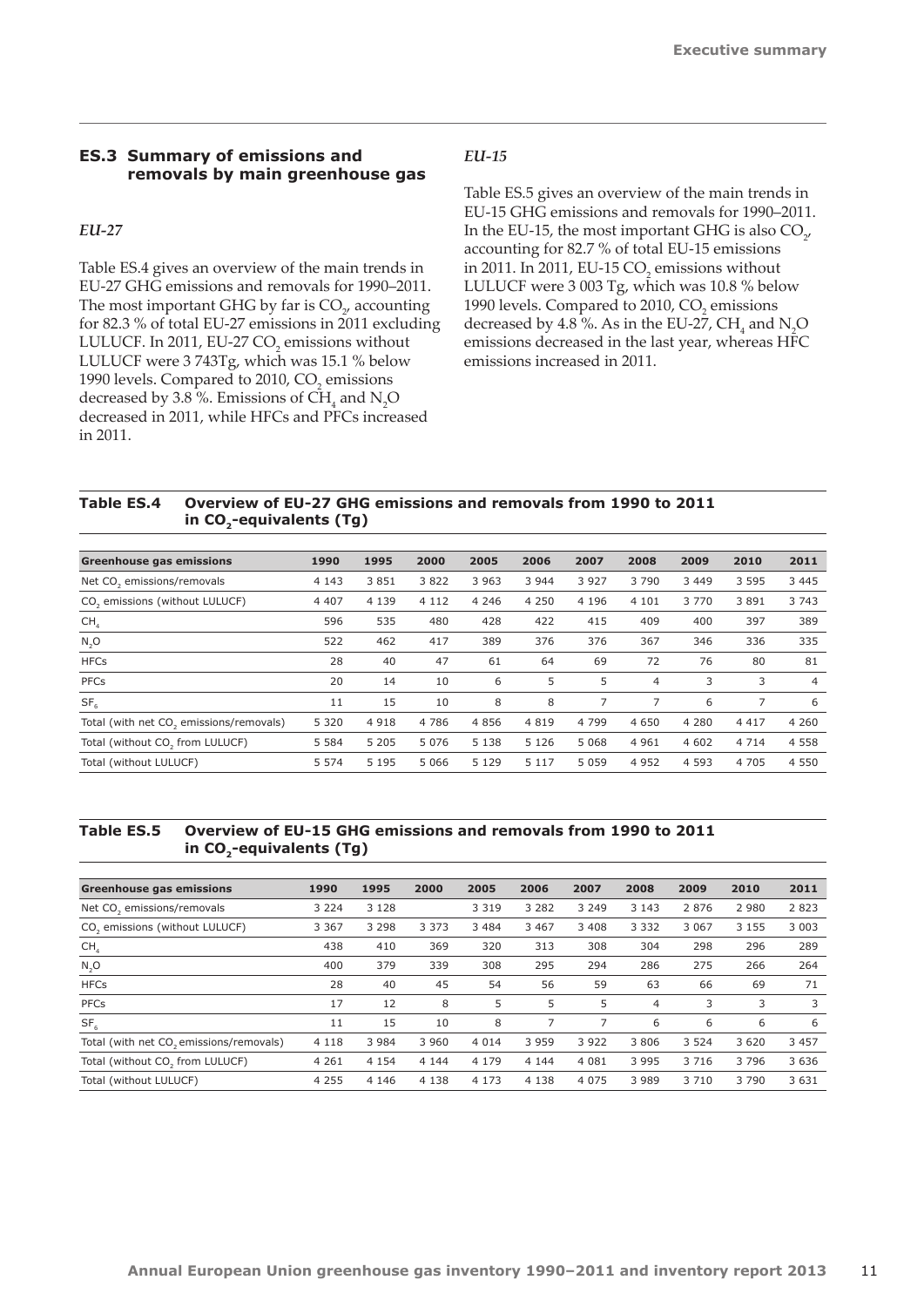## ES.3 Summary of emissions and removals by main greenhouse gas

### *EU-27*

Table ES.4 gives an overview of the main trends in EU-27 GHG emissions and removals for 1990–2011. The most important GHG by far is $CO_2$, accounting for 82.3 % of total EU-27 emissions in 2011 excluding LULUCF. In 2011, EU-27 $CO_2$ emissions without LULUCF were 3 743Tg, which was 15.1 % below 1990 levels. Compared to 2010, $CO_2$ emissions decreased by 3.8 %. Emissions of $CH_4$ and $N_2O$ decreased in 2011, while HFCs and PFCs increased in 2011.

### *EU-15*

Table ES.5 gives an overview of the main trends in EU-15 GHG emissions and removals for 1990–2011. In the EU-15, the most important GHG is also $CO_2$, accounting for 82.7 % of total EU-15 emissions in 2011. In 2011, EU-15 $CO_2$ emissions without LULUCF were 3 003 Tg, which was 10.8 % below 1990 levels. Compared to 2010, $CO_2$ emissions decreased by 4.8 %. As in the EU-27, $CH_4$ and $N_2O$ emissions decreased in the last year, whereas HFC emissions increased in 2011.

**Table ES.4 Overview of EU-27 GHG emissions and removals from 1990 to 2011 in $CO_2$-equivalents (Tg)**

| Greenhouse gas emissions | 1990 | 1995 | 2000 | 2005 | 2006 | 2007 | 2008 | 2009 | 2010 | 2011 |
|---|---|---|---|---|---|---|---|---|---|---|
| Net $CO_2$ emissions/removals | 4 143 | 3 851 | 3 822 | 3 963 | 3 944 | 3 927 | 3 790 | 3 449 | 3 595 | 3 445 |
| $CO_2$ emissions (without LULUCF) | 4 407 | 4 139 | 4 112 | 4 246 | 4 250 | 4 196 | 4 101 | 3 770 | 3 891 | 3 743 |
| $CH_4$ | 596 | 535 | 480 | 428 | 422 | 415 | 409 | 400 | 397 | 389 |
| $N_2O$ | 522 | 462 | 417 | 389 | 376 | 376 | 367 | 346 | 336 | 335 |
| HFCs | 28 | 40 | 47 | 61 | 64 | 69 | 72 | 76 | 80 | 81 |
| PFCs | 20 | 14 | 10 | 6 | 5 | 5 | 4 | 3 | 3 | 4 |
| $SF_6$ | 11 | 15 | 10 | 8 | 8 | 7 | 7 | 6 | 7 | 6 |
| Total (with net $CO_2$ emissions/removals) | 5 320 | 4 918 | 4 786 | 4 856 | 4 819 | 4 799 | 4 650 | 4 280 | 4 417 | 4 260 |
| Total (without $CO_2$ from LULUCF) | 5 584 | 5 205 | 5 076 | 5 138 | 5 126 | 5 068 | 4 961 | 4 602 | 4 714 | 4 558 |
| Total (without LULUCF) | 5 574 | 5 195 | 5 066 | 5 129 | 5 117 | 5 059 | 4 952 | 4 593 | 4 705 | 4 550 |

**Table ES.5 Overview of EU-15 GHG emissions and removals from 1990 to 2011 in $CO_2$-equivalents (Tg)**

| Greenhouse gas emissions | 1990 | 1995 | 2000 | 2005 | 2006 | 2007 | 2008 | 2009 | 2010 | 2011 |
|---|---|---|---|---|---|---|---|---|---|---|
| Net $CO_2$ emissions/removals | 3 224 | 3 128 | | 3 319 | 3 282 | 3 249 | 3 143 | 2 876 | 2 980 | 2 823 |
| $CO_2$ emissions (without LULUCF) | 3 367 | 3 298 | 3 373 | 3 484 | 3 467 | 3 408 | 3 332 | 3 067 | 3 155 | 3 003 |
| $CH_4$ | 438 | 410 | 369 | 320 | 313 | 308 | 304 | 298 | 296 | 289 |
| $N_2O$ | 400 | 379 | 339 | 308 | 295 | 294 | 286 | 275 | 266 | 264 |
| HFCs | 28 | 40 | 45 | 54 | 56 | 59 | 63 | 66 | 69 | 71 |
| PFCs | 17 | 12 | 8 | 5 | 5 | 5 | 4 | 3 | 3 | 3 |
| $SF_6$ | 11 | 15 | 10 | 8 | 7 | 7 | 6 | 6 | 6 | 6 |
| Total (with net $CO_2$ emissions/removals) | 4 118 | 3 984 | 3 960 | 4 014 | 3 959 | 3 922 | 3 806 | 3 524 | 3 620 | 3 457 |
| Total (without $CO_2$ from LULUCF) | 4 261 | 4 154 | 4 144 | 4 179 | 4 144 | 4 081 | 3 995 | 3 716 | 3 796 | 3 636 |
| Total (without LULUCF) | 4 255 | 4 146 | 4 138 | 4 173 | 4 138 | 4 075 | 3 989 | 3 710 | 3 790 | 3 631 |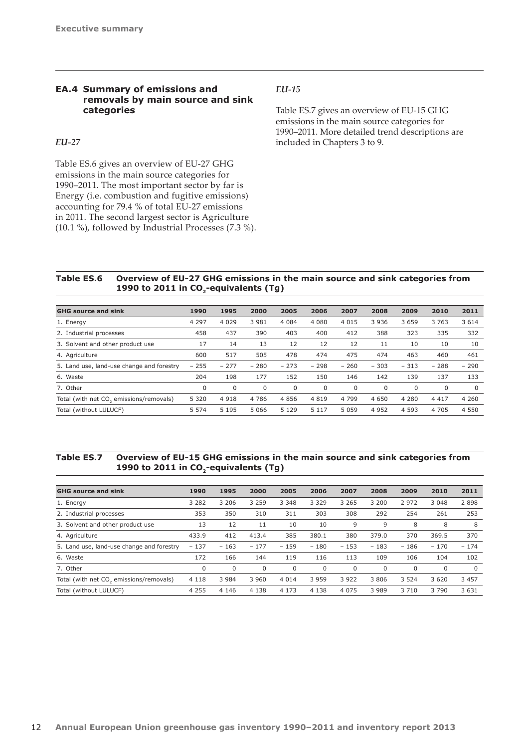## EA.4 Summary of emissions and removals by main source and sink categories

### *EU-27*

Table ES.6 gives an overview of EU-27 GHG emissions in the main source categories for 1990–2011. The most important sector by far is Energy (i.e. combustion and fugitive emissions) accounting for 79.4 % of total EU-27 emissions in 2011. The second largest sector is Agriculture (10.1 %), followed by Industrial Processes (7.3 %).

### *EU-15*

Table ES.7 gives an overview of EU-15 GHG emissions in the main source categories for 1990–2011. More detailed trend descriptions are included in Chapters 3 to 9.

**Table ES.6 Overview of EU-27 GHG emissions in the main source and sink categories from 1990 to 2011 in $CO_2$-equivalents (Tg)**

| GHG source and sink | 1990 | 1995 | 2000 | 2005 | 2006 | 2007 | 2008 | 2009 | 2010 | 2011 |
|---|---|---|---|---|---|---|---|---|---|---|
| 1. Energy | 4 297 | 4 029 | 3 981 | 4 084 | 4 080 | 4 015 | 3 936 | 3 659 | 3 763 | 3 614 |
| 2. Industrial processes | 458 | 437 | 390 | 403 | 400 | 412 | 388 | 323 | 335 | 332 |
| 3. Solvent and other product use | 17 | 14 | 13 | 12 | 12 | 12 | 11 | 10 | 10 | 10 |
| 4. Agriculture | 600 | 517 | 505 | 478 | 474 | 475 | 474 | 463 | 460 | 461 |
| 5. Land use, land-use change and forestry | − 255 | − 277 | − 280 | − 273 | − 298 | − 260 | − 303 | − 313 | − 288 | − 290 |
| 6. Waste | 204 | 198 | 177 | 152 | 150 | 146 | 142 | 139 | 137 | 133 |
| 7. Other | 0 | 0 | 0 | 0 | 0 | 0 | 0 | 0 | 0 | 0 |
| Total (with net $CO_2$ emissions/removals) | 5 320 | 4 918 | 4 786 | 4 856 | 4 819 | 4 799 | 4 650 | 4 280 | 4 417 | 4 260 |
| Total (without LULUCF) | 5 574 | 5 195 | 5 066 | 5 129 | 5 117 | 5 059 | 4 952 | 4 593 | 4 705 | 4 550 |

**Table ES.7 Overview of EU-15 GHG emissions in the main source and sink categories from 1990 to 2011 in $CO_2$-equivalents (Tg)**

| GHG source and sink | 1990 | 1995 | 2000 | 2005 | 2006 | 2007 | 2008 | 2009 | 2010 | 2011 |
|---|---|---|---|---|---|---|---|---|---|---|
| 1. Energy | 3 282 | 3 206 | 3 259 | 3 348 | 3 329 | 3 265 | 3 200 | 2 972 | 3 048 | 2 898 |
| 2. Industrial processes | 353 | 350 | 310 | 311 | 303 | 308 | 292 | 254 | 261 | 253 |
| 3. Solvent and other product use | 13 | 12 | 11 | 10 | 10 | 9 | 9 | 8 | 8 | 8 |
| 4. Agriculture | 433.9 | 412 | 413.4 | 385 | 380.1 | 380 | 379.0 | 370 | 369.5 | 370 |
| 5. Land use, land-use change and forestry | − 137 | − 163 | − 177 | − 159 | − 180 | − 153 | − 183 | − 186 | − 170 | − 174 |
| 6. Waste | 172 | 166 | 144 | 119 | 116 | 113 | 109 | 106 | 104 | 102 |
| 7. Other | 0 | 0 | 0 | 0 | 0 | 0 | 0 | 0 | 0 | 0 |
| Total (with net $CO_2$ emissions/removals) | 4 118 | 3 984 | 3 960 | 4 014 | 3 959 | 3 922 | 3 806 | 3 524 | 3 620 | 3 457 |
| Total (without LULUCF) | 4 255 | 4 146 | 4 138 | 4 173 | 4 138 | 4 075 | 3 989 | 3 710 | 3 790 | 3 631 |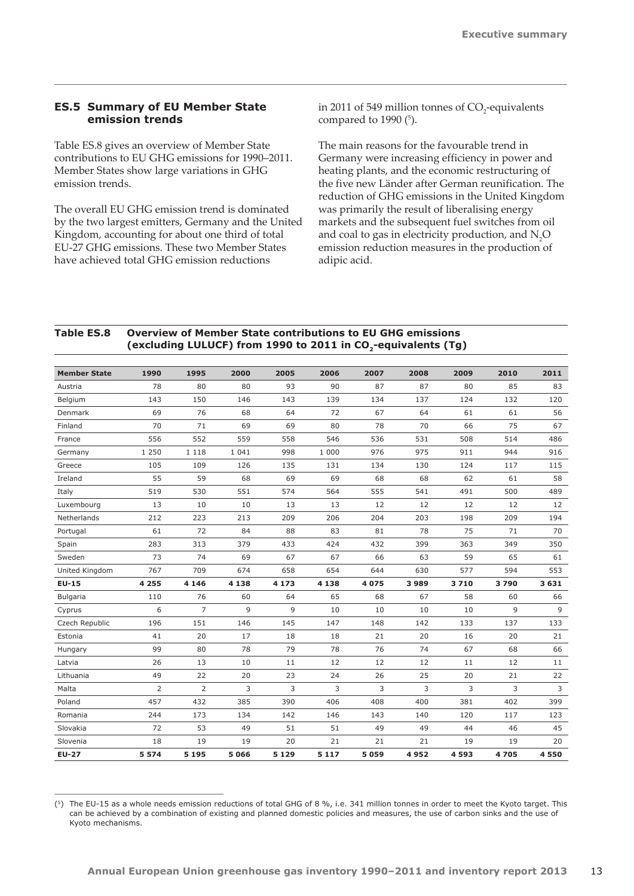## ES.5 Summary of EU Member State emission trends

Table ES.8 gives an overview of Member State contributions to EU GHG emissions for 1990–2011. Member States show large variations in GHG emission trends.

The overall EU GHG emission trend is dominated by the two largest emitters, Germany and the United Kingdom, accounting for about one third of total EU-27 GHG emissions. These two Member States have achieved total GHG emission reductions in 2011 of 549 million tonnes of $CO_2$-equivalents compared to 1990 ([5]).

The main reasons for the favourable trend in Germany were increasing efficiency in power and heating plants, and the economic restructuring of the five new Länder after German reunification. The reduction of GHG emissions in the United Kingdom was primarily the result of liberalising energy markets and the subsequent fuel switches from oil and coal to gas in electricity production, and $N_2O$ emission reduction measures in the production of adipic acid.

**Table ES.8 Overview of Member State contributions to EU GHG emissions (excluding LULUCF) from 1990 to 2011 in $CO_2$-equivalents (Tg)**

| Member State | 1990 | 1995 | 2000 | 2005 | 2006 | 2007 | 2008 | 2009 | 2010 | 2011 |
|---|---|---|---|---|---|---|---|---|---|---|
| Austria | 78 | 80 | 80 | 93 | 90 | 87 | 87 | 80 | 85 | 83 |
| Belgium | 143 | 150 | 146 | 143 | 139 | 134 | 137 | 124 | 132 | 120 |
| Denmark | 69 | 76 | 68 | 64 | 72 | 67 | 64 | 61 | 61 | 56 |
| Finland | 70 | 71 | 69 | 69 | 80 | 78 | 70 | 66 | 75 | 67 |
| France | 556 | 552 | 559 | 558 | 546 | 536 | 531 | 508 | 514 | 486 |
| Germany | 1 250 | 1 118 | 1 041 | 998 | 1 000 | 976 | 975 | 911 | 944 | 916 |
| Greece | 105 | 109 | 126 | 135 | 131 | 134 | 130 | 124 | 117 | 115 |
| Ireland | 55 | 59 | 68 | 69 | 69 | 68 | 68 | 62 | 61 | 58 |
| Italy | 519 | 530 | 551 | 574 | 564 | 555 | 541 | 491 | 500 | 489 |
| Luxembourg | 13 | 10 | 10 | 13 | 13 | 12 | 12 | 12 | 12 | 12 |
| Netherlands | 212 | 223 | 213 | 209 | 206 | 204 | 203 | 198 | 209 | 194 |
| Portugal | 61 | 72 | 84 | 88 | 83 | 81 | 78 | 75 | 71 | 70 |
| Spain | 283 | 313 | 379 | 433 | 424 | 432 | 399 | 363 | 349 | 350 |
| Sweden | 73 | 74 | 69 | 67 | 67 | 66 | 63 | 59 | 65 | 61 |
| United Kingdom | 767 | 709 | 674 | 658 | 654 | 644 | 630 | 577 | 594 | 553 |
| **EU-15** | **4 255** | **4 146** | **4 138** | **4 173** | **4 138** | **4 075** | **3 989** | **3 710** | **3 790** | **3 631** |
| Bulgaria | 110 | 76 | 60 | 64 | 65 | 68 | 67 | 58 | 60 | 66 |
| Cyprus | 6 | 7 | 9 | 9 | 10 | 10 | 10 | 10 | 9 | 9 |
| Czech Republic | 196 | 151 | 146 | 145 | 147 | 148 | 142 | 133 | 137 | 133 |
| Estonia | 41 | 20 | 17 | 18 | 18 | 21 | 20 | 16 | 20 | 21 |
| Hungary | 99 | 80 | 78 | 79 | 78 | 76 | 74 | 67 | 68 | 66 |
| Latvia | 26 | 13 | 10 | 11 | 12 | 12 | 12 | 11 | 12 | 11 |
| Lithuania | 49 | 22 | 20 | 23 | 24 | 26 | 25 | 20 | 21 | 22 |
| Malta | 2 | 2 | 3 | 3 | 3 | 3 | 3 | 3 | 3 | 3 |
| Poland | 457 | 432 | 385 | 390 | 406 | 408 | 400 | 381 | 402 | 399 |
| Romania | 244 | 173 | 134 | 142 | 146 | 143 | 140 | 120 | 117 | 123 |
| Slovakia | 72 | 53 | 49 | 51 | 51 | 49 | 49 | 44 | 46 | 45 |
| Slovenia | 18 | 19 | 19 | 20 | 21 | 21 | 21 | 19 | 19 | 20 |
| **EU-27** | **5 574** | **5 195** | **5 066** | **5 129** | **5 117** | **5 059** | **4 952** | **4 593** | **4 705** | **4 550** |

([5]) The EU-15 as a whole needs emission reductions of total GHG of 8 %, i.e. 341 million tonnes in order to meet the Kyoto target. This can be achieved by a combination of existing and planned domestic policies and measures, the use of carbon sinks and the use of Kyoto mechanisms.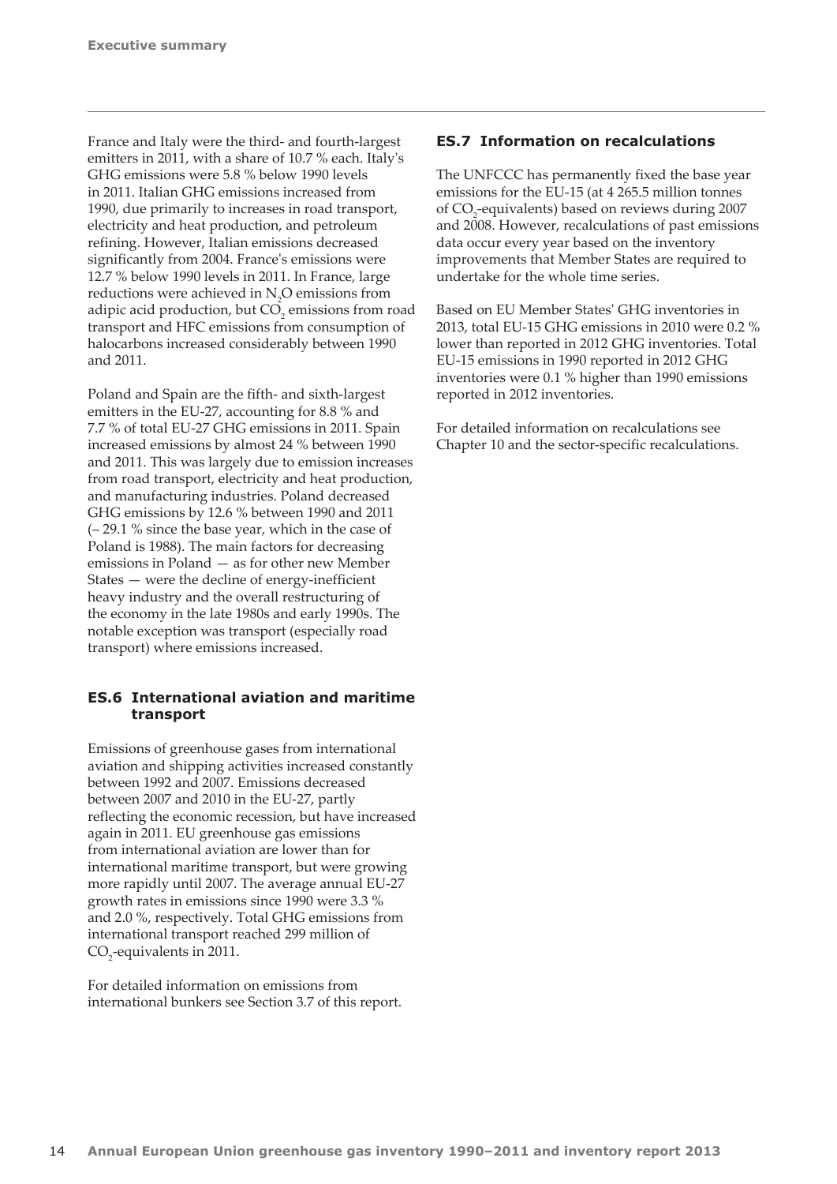France and Italy were the third- and fourth-largest emitters in 2011, with a share of 10.7 % each. Italy's GHG emissions were 5.8 % below 1990 levels in 2011. Italian GHG emissions increased from 1990, due primarily to increases in road transport, electricity and heat production, and petroleum refining. However, Italian emissions decreased significantly from 2004. France's emissions were 12.7 % below 1990 levels in 2011. In France, large reductions were achieved in $N_2O$ emissions from adipic acid production, but $CO_2$ emissions from road transport and HFC emissions from consumption of halocarbons increased considerably between 1990 and 2011.

Poland and Spain are the fifth- and sixth-largest emitters in the EU-27, accounting for 8.8 % and 7.7 % of total EU-27 GHG emissions in 2011. Spain increased emissions by almost 24 % between 1990 and 2011. This was largely due to emission increases from road transport, electricity and heat production, and manufacturing industries. Poland decreased GHG emissions by 12.6 % between 1990 and 2011 (– 29.1 % since the base year, which in the case of Poland is 1988). The main factors for decreasing emissions in Poland — as for other new Member States — were the decline of energy-inefficient heavy industry and the overall restructuring of the economy in the late 1980s and early 1990s. The notable exception was transport (especially road transport) where emissions increased.

## ES.6 International aviation and maritime transport

Emissions of greenhouse gases from international aviation and shipping activities increased constantly between 1992 and 2007. Emissions decreased between 2007 and 2010 in the EU-27, partly reflecting the economic recession, but have increased again in 2011. EU greenhouse gas emissions from international aviation are lower than for international maritime transport, but were growing more rapidly until 2007. The average annual EU-27 growth rates in emissions since 1990 were 3.3 % and 2.0 %, respectively. Total GHG emissions from international transport reached 299 million of $CO_2$-equivalents in 2011.

For detailed information on emissions from international bunkers see Section 3.7 of this report.

## ES.7 Information on recalculations

The UNFCCC has permanently fixed the base year emissions for the EU-15 (at 4 265.5 million tonnes of $CO_2$-equivalents) based on reviews during 2007 and 2008. However, recalculations of past emissions data occur every year based on the inventory improvements that Member States are required to undertake for the whole time series.

Based on EU Member States' GHG inventories in 2013, total EU-15 GHG emissions in 2010 were 0.2 % lower than reported in 2012 GHG inventories. Total EU-15 emissions in 1990 reported in 2012 GHG inventories were 0.1 % higher than 1990 emissions reported in 2012 inventories.

For detailed information on recalculations see Chapter 10 and the sector-specific recalculations.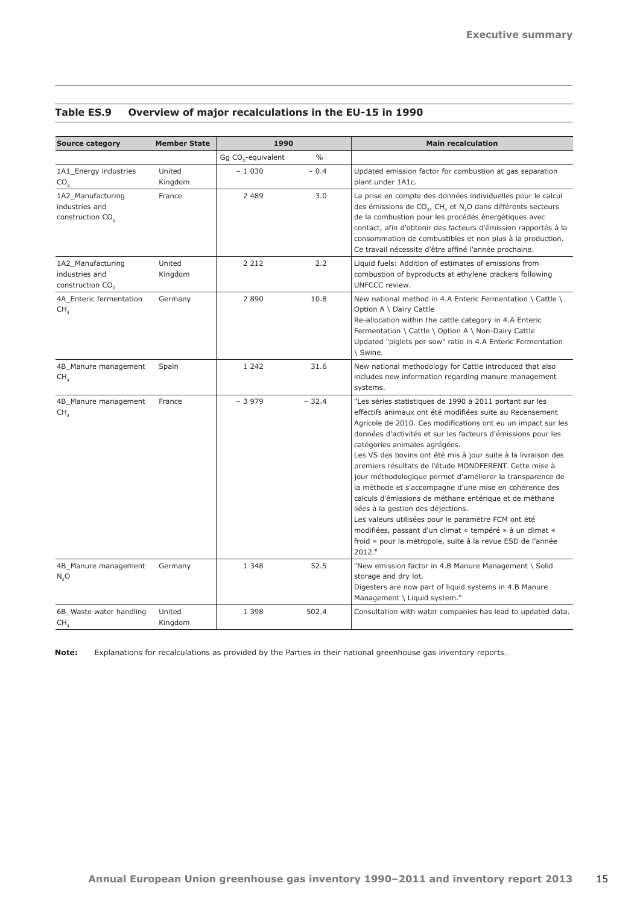### Table ES.9 Overview of major recalculations in the EU-15 in 1990

| Source category | Member State | 1990 | | Main recalculation |
|---|---|---|---|---|
| | | Gg $CO_2$-equivalent | % | |
| 1A1_Energy industries $CO_2$ | United Kingdom | − 1 030 | − 0.4 | Updated emission factor for combustion at gas separation plant under 1A1c. |
| 1A2_Manufacturing industries and construction $CO_2$ | France | 2 489 | 3.0 | La prise en compte des données individuelles pour le calcul des émissions de $CO_2$, $CH_4$ et $N_2O$ dans différents secteurs de la combustion pour les procédés énergétiques avec contact, afin d'obtenir des facteurs d'émission rapportés à la consommation de combustibles et non plus à la production. Ce travail nécessite d'être affiné l'année prochaine. |
| 1A2_Manufacturing industries and construction $CO_2$ | United Kingdom | 2 212 | 2.2 | Liquid fuels: Addition of estimates of emissions from combustion of byproducts at ethylene crackers following UNFCCC review. |
| 4A_Enteric fermentation $CH_4$ | Germany | 2 890 | 10.8 | New national method in 4.A Enteric Fermentation \ Cattle \ Option A \ Dairy Cattle<br>Re-allocation within the cattle category in 4.A Enteric Fermentation \ Cattle \ Option A \ Non-Dairy Cattle<br>Updated "piglets per sow" ratio in 4.A Enteric Fermentation \ Swine. |
| 4B_Manure management $CH_4$ | Spain | 1 242 | 31.6 | New national methodology for Cattle introduced that also includes new information regarding manure management systems. |
| 4B_Manure management $CH_4$ | France | − 3 979 | − 32.4 | "Les séries statistiques de 1990 à 2011 portant sur les effectifs animaux ont été modifiées suite au Recensement Agricole de 2010. Ces modifications ont eu un impact sur les données d'activités et sur les facteurs d'émissions pour les catégories animales agrégées.<br>Les VS des bovins ont été mis à jour suite à la livraison des premiers résultats de l'étude MONDFERENT. Cette mise à jour méthodologique permet d'améliorer la transparence de la méthode et s'accompagne d'une mise en cohérence des calculs d'émissions de méthane entérique et de méthane liées à la gestion des déjections.<br>Les valeurs utilisées pour le paramètre FCM ont été modifiées, passant d'un climat « tempéré » à un climat « froid » pour la métropole, suite à la revue ESD de l'année 2012." |
| 4B_Manure management $N_2O$ | Germany | 1 348 | 52.5 | "New emission factor in 4.B Manure Management \ Solid storage and dry lot.<br>Digesters are now part of liquid systems in 4.B Manure Management \ Liquid system." |
| 6B_Waste water handling $CH_4$ | United Kingdom | 1 398 | 502.4 | Consultation with water companies has lead to updated data. |

**Note:** Explanations for recalculations as provided by the Parties in their national greenhouse gas inventory reports.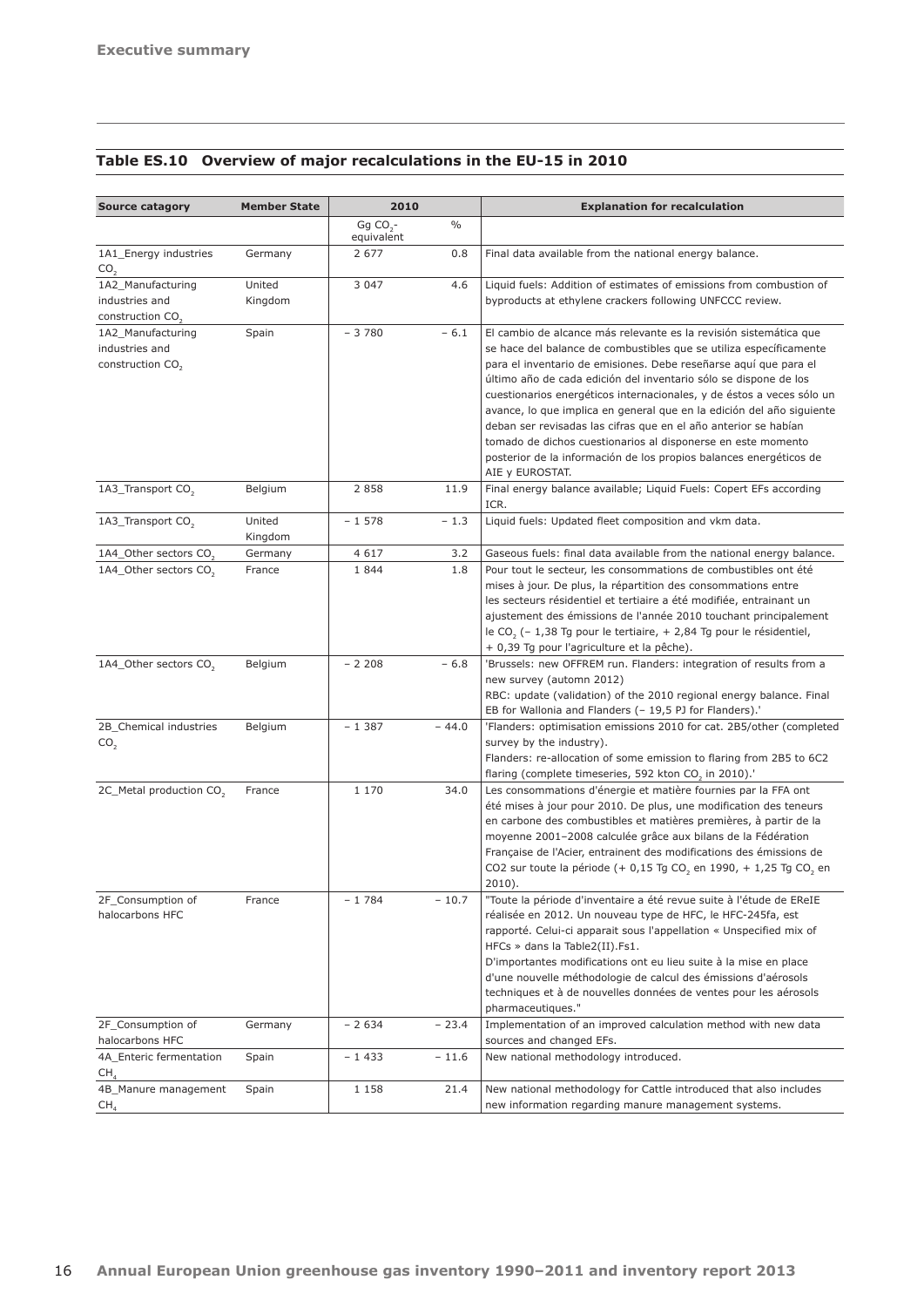### Table ES.10 Overview of major recalculations in the EU-15 in 2010

| Source catagory | Member State | 2010 | | Explanation for recalculation |
|---|---|---|---|---|
| | | Gg $CO_2$-equivalent | % | |
| 1A1_Energy industries $CO_2$ | Germany | 2 677 | 0.8 | Final data available from the national energy balance. |
| 1A2_Manufacturing industries and construction $CO_2$ | United Kingdom | 3 047 | 4.6 | Liquid fuels: Addition of estimates of emissions from combustion of byproducts at ethylene crackers following UNFCCC review. |
| 1A2_Manufacturing industries and construction $CO_2$ | Spain | − 3 780 | − 6.1 | El cambio de alcance más relevante es la revisión sistemática que se hace del balance de combustibles que se utiliza específicamente para el inventario de emisiones. Debe reseñarse aquí que para el último año de cada edición del inventario sólo se dispone de los cuestionarios energéticos internacionales, y de éstos a veces sólo un avance, lo que implica en general que en la edición del año siguiente deban ser revisadas las cifras que en el año anterior se habían tomado de dichos cuestionarios al disponerse en este momento posterior de la información de los propios balances energéticos de AIE y EUROSTAT. |
| 1A3_Transport $CO_2$ | Belgium | 2 858 | 11.9 | Final energy balance available; Liquid Fuels: Copert EFs according ICR. |
| 1A3_Transport $CO_2$ | United Kingdom | − 1 578 | − 1.3 | Liquid fuels: Updated fleet composition and vkm data. |
| 1A4_Other sectors $CO_2$ | Germany | 4 617 | 3.2 | Gaseous fuels: final data available from the national energy balance. |
| 1A4_Other sectors $CO_2$ | France | 1 844 | 1.8 | Pour tout le secteur, les consommations de combustibles ont été mises à jour. De plus, la répartition des consommations entre les secteurs résidentiel et tertiaire a été modifiée, entrainant un ajustement des émissions de l'année 2010 touchant principalement le $CO_2$ (− 1,38 Tg pour le tertiaire, + 2,84 Tg pour le résidentiel, + 0,39 Tg pour l'agriculture et la pêche). |
| 1A4_Other sectors $CO_2$ | Belgium | − 2 208 | − 6.8 | 'Brussels: new OFFREM run. Flanders: integration of results from a new survey (automn 2012) RBC: update (validation) of the 2010 regional energy balance. Final EB for Wallonia and Flanders (− 19,5 PJ for Flanders).' |
| 2B_Chemical industries $CO_2$ | Belgium | − 1 387 | − 44.0 | 'Flanders: optimisation emissions 2010 for cat. 2B5/other (completed survey by the industry). Flanders: re-allocation of some emission to flaring from 2B5 to 6C2 flaring (complete timeseries, 592 kton $CO_2$ in 2010).' |
| 2C_Metal production $CO_2$ | France | 1 170 | 34.0 | Les consommations d'énergie et matière fournies par la FFA ont été mises à jour pour 2010. De plus, une modification des teneurs en carbone des combustibles et matières premières, à partir de la moyenne 2001–2008 calculée grâce aux bilans de la Fédération Française de l'Acier, entrainent des modifications des émissions de CO2 sur toute la période (+ 0,15 Tg $CO_2$ en 1990, + 1,25 Tg $CO_2$ en 2010). |
| 2F_Consumption of halocarbons HFC | France | − 1 784 | − 10.7 | "Toute la période d'inventaire a été revue suite à l'étude de EReIE réalisée en 2012. Un nouveau type de HFC, le HFC-245fa, est rapporté. Celui-ci apparait sous l'appellation « Unspecified mix of HFCs » dans la Table2(II).Fs1. D'importantes modifications ont eu lieu suite à la mise en place d'une nouvelle méthodologie de calcul des émissions d'aérosols techniques et à de nouvelles données de ventes pour les aérosols pharmaceutiques." |
| 2F_Consumption of halocarbons HFC | Germany | − 2 634 | − 23.4 | Implementation of an improved calculation method with new data sources and changed EFs. |
| 4A_Enteric fermentation $CH_4$ | Spain | − 1 433 | − 11.6 | New national methodology introduced. |
| 4B_Manure management $CH_4$ | Spain | 1 158 | 21.4 | New national methodology for Cattle introduced that also includes new information regarding manure management systems. |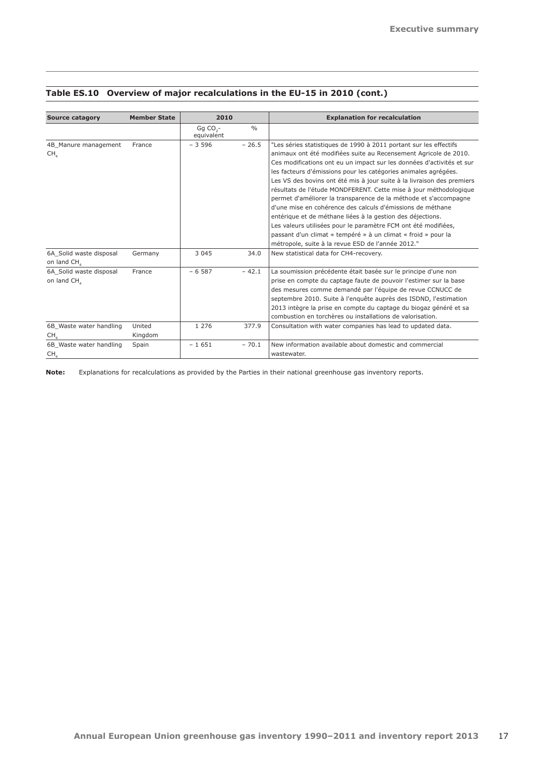**Table ES.10 Overview of major recalculations in the EU-15 in 2010 (cont.)**

| Source catagory | Member State | 2010 | | Explanation for recalculation |
|---|---|---|---|---|
| | | Gg $CO_2$-equivalent | % | |
| 4B_Manure management $CH_4$ | France | − 3 596 | − 26.5 | "Les séries statistiques de 1990 à 2011 portant sur les effectifs animaux ont été modifiées suite au Recensement Agricole de 2010. Ces modifications ont eu un impact sur les données d'activités et sur les facteurs d'émissions pour les catégories animales agrégées. Les VS des bovins ont été mis à jour suite à la livraison des premiers résultats de l'étude MONDFERENT. Cette mise à jour méthodologique permet d'améliorer la transparence de la méthode et s'accompagne d'une mise en cohérence des calculs d'émissions de méthane entérique et de méthane liées à la gestion des déjections. Les valeurs utilisées pour le paramètre FCM ont été modifiées, passant d'un climat « tempéré » à un climat « froid » pour la métropole, suite à la revue ESD de l'année 2012." |
| 6A_Solid waste disposal on land $CH_4$ | Germany | 3 045 | 34.0 | New statistical data for CH4-recovery. |
| 6A_Solid waste disposal on land $CH_4$ | France | − 6 587 | − 42.1 | La soumission précédente était basée sur le principe d'une non prise en compte du captage faute de pouvoir l'estimer sur la base des mesures comme demandé par l'équipe de revue CCNUCC de septembre 2010. Suite à l'enquête auprès des ISDND, l'estimation 2013 intègre la prise en compte du captage du biogaz généré et sa combustion en torchères ou installations de valorisation. |
| 6B_Waste water handling $CH_4$ | United Kingdom | 1 276 | 377.9 | Consultation with water companies has lead to updated data. |
| 6B_Waste water handling $CH_4$ | Spain | − 1 651 | − 70.1 | New information available about domestic and commercial wastewater. |

**Note:** Explanations for recalculations as provided by the Parties in their national greenhouse gas inventory reports.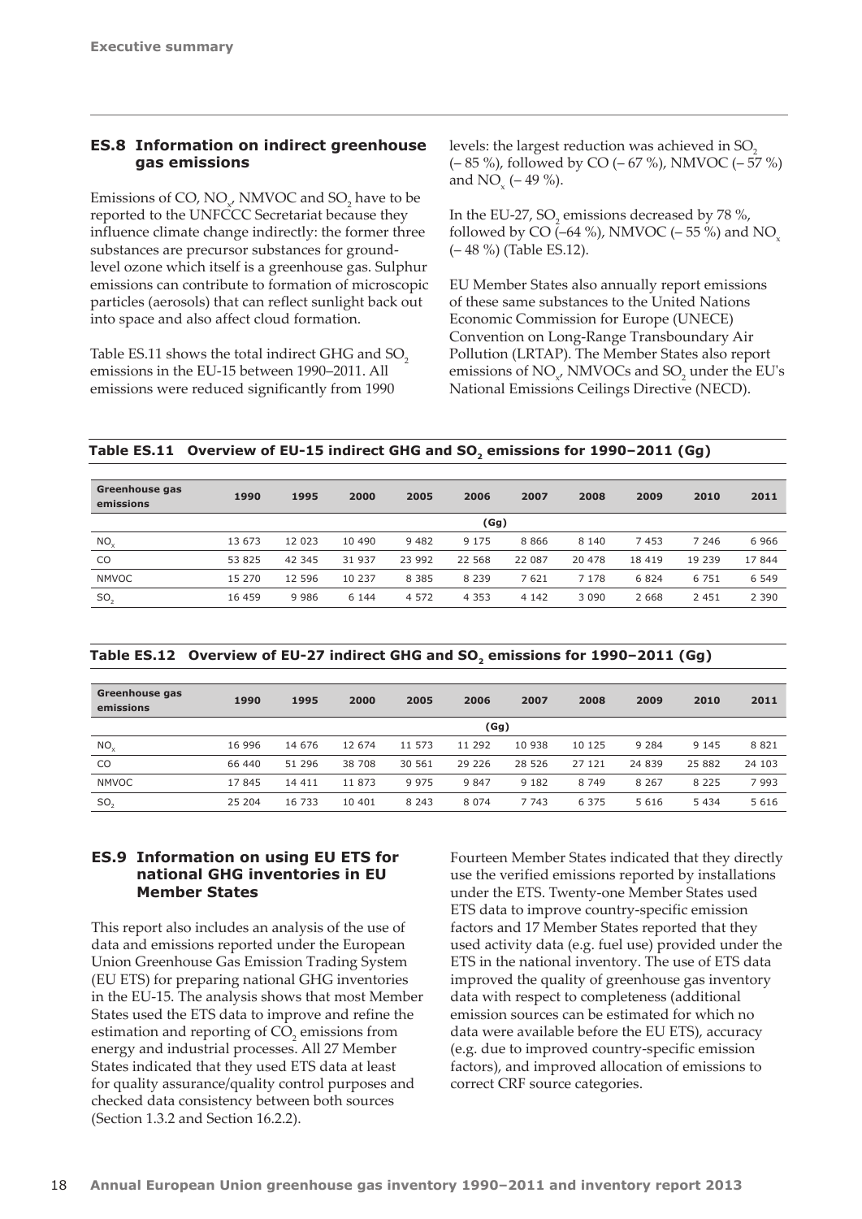## ES.8 Information on indirect greenhouse gas emissions

Emissions of CO, $NO_x$, NMVOC and $SO_2$ have to be reported to the UNFCCC Secretariat because they influence climate change indirectly: the former three substances are precursor substances for ground-level ozone which itself is a greenhouse gas. Sulphur emissions can contribute to formation of microscopic particles (aerosols) that can reflect sunlight back out into space and also affect cloud formation.

Table ES.11 shows the total indirect GHG and $SO_2$ emissions in the EU-15 between 1990–2011. All emissions were reduced significantly from 1990 levels: the largest reduction was achieved in $SO_2$ (– 85 %), followed by CO (– 67 %), NMVOC (– 57 %) and $NO_x$ (– 49 %).

In the EU-27, $SO_2$ emissions decreased by 78 %, followed by CO (–64 %), NMVOC (– 55 %) and $NO_x$ (– 48 %) (Table ES.12).

EU Member States also annually report emissions of these same substances to the United Nations Economic Commission for Europe (UNECE) Convention on Long-Range Transboundary Air Pollution (LRTAP). The Member States also report emissions of $NO_x$, NMVOCs and $SO_2$ under the EU's National Emissions Ceilings Directive (NECD).

**Table ES.11 Overview of EU-15 indirect GHG and $SO_2$ emissions for 1990–2011 (Gg)**

| Greenhouse gas emissions | 1990 | 1995 | 2000 | 2005 | 2006 | 2007 | 2008 | 2009 | 2010 | 2011 |
|---|---|---|---|---|---|---|---|---|---|---|
| | | | | | (Gg) | | | | | |
| $NO_x$ | 13 673 | 12 023 | 10 490 | 9 482 | 9 175 | 8 866 | 8 140 | 7 453 | 7 246 | 6 966 |
| CO | 53 825 | 42 345 | 31 937 | 23 992 | 22 568 | 22 087 | 20 478 | 18 419 | 19 239 | 17 844 |
| NMVOC | 15 270 | 12 596 | 10 237 | 8 385 | 8 239 | 7 621 | 7 178 | 6 824 | 6 751 | 6 549 |
| $SO_2$ | 16 459 | 9 986 | 6 144 | 4 572 | 4 353 | 4 142 | 3 090 | 2 668 | 2 451 | 2 390 |

**Table ES.12 Overview of EU-27 indirect GHG and $SO_2$ emissions for 1990–2011 (Gg)**

| Greenhouse gas emissions | 1990 | 1995 | 2000 | 2005 | 2006 | 2007 | 2008 | 2009 | 2010 | 2011 |
|---|---|---|---|---|---|---|---|---|---|---|
| | | | | | (Gg) | | | | | |
| $NO_x$ | 16 996 | 14 676 | 12 674 | 11 573 | 11 292 | 10 938 | 10 125 | 9 284 | 9 145 | 8 821 |
| CO | 66 440 | 51 296 | 38 708 | 30 561 | 29 226 | 28 526 | 27 121 | 24 839 | 25 882 | 24 103 |
| NMVOC | 17 845 | 14 411 | 11 873 | 9 975 | 9 847 | 9 182 | 8 749 | 8 267 | 8 225 | 7 993 |
| $SO_2$ | 25 204 | 16 733 | 10 401 | 8 243 | 8 074 | 7 743 | 6 375 | 5 616 | 5 434 | 5 616 |

## ES.9 Information on using EU ETS for national GHG inventories in EU Member States

This report also includes an analysis of the use of data and emissions reported under the European Union Greenhouse Gas Emission Trading System (EU ETS) for preparing national GHG inventories in the EU-15. The analysis shows that most Member States used the ETS data to improve and refine the estimation and reporting of $CO_2$ emissions from energy and industrial processes. All 27 Member States indicated that they used ETS data at least for quality assurance/quality control purposes and checked data consistency between both sources (Section 1.3.2 and Section 16.2.2).

Fourteen Member States indicated that they directly use the verified emissions reported by installations under the ETS. Twenty-one Member States used ETS data to improve country-specific emission factors and 17 Member States reported that they used activity data (e.g. fuel use) provided under the ETS in the national inventory. The use of ETS data improved the quality of greenhouse gas inventory data with respect to completeness (additional emission sources can be estimated for which no data were available before the EU ETS), accuracy (e.g. due to improved country-specific emission factors), and improved allocation of emissions to correct CRF source categories.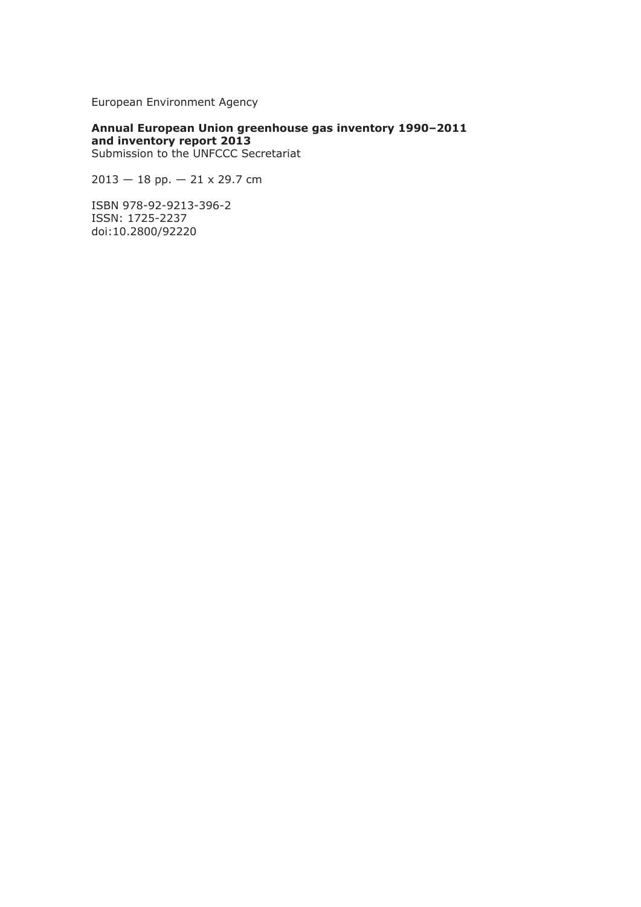European Environment Agency

**Annual European Union greenhouse gas inventory 1990–2011 and inventory report 2013**
Submission to the UNFCCC Secretariat

2013 — 18 pp. — 21 x 29.7 cm

ISBN 978-92-9213-396-2
ISSN: 1725-2237
doi:10.2800/92220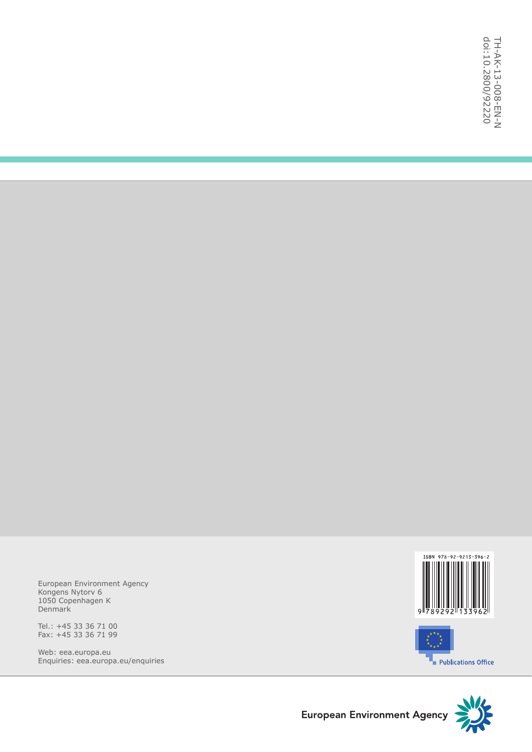TH-AK-13-008-EN-N
doi:10.2800/92220

European Environment Agency
Kongens Nytorv 6
1050 Copenhagen K
Denmark

Tel.: +45 33 36 71 00
Fax: +45 33 36 71 99

Web: eea.europa.eu
Enquiries: eea.europa.eu/enquiries

ISBN 978-92-9213-396-2

Publications Office

European Environment Agency